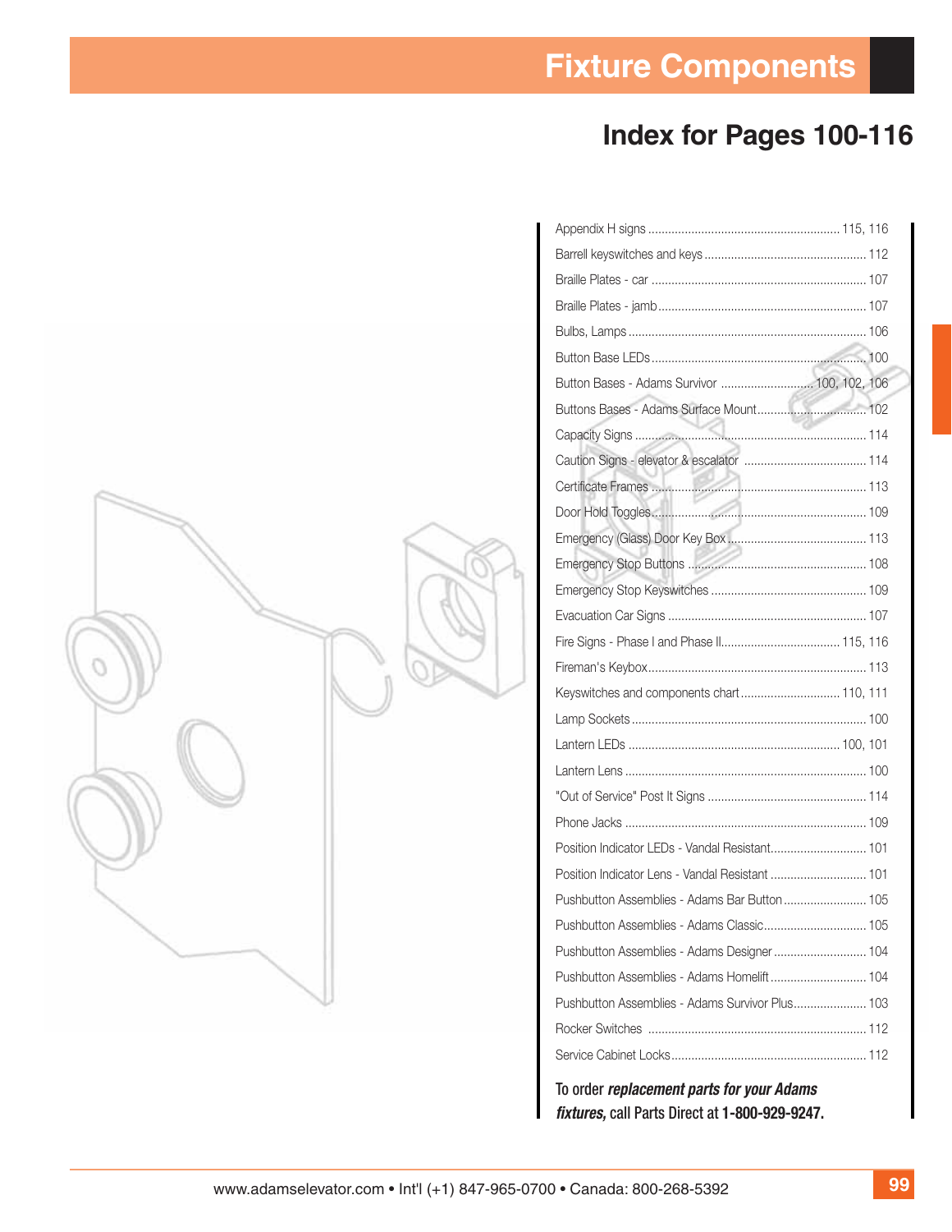# Fixture Components

## Index for Pages 100-116

- Appendix H signs ........ 115, 116
- Barrell keyswitches and keys ........ 112
- Braille Plates - car ........ 107
- Braille Plates - jamb ........ 107
- Bulbs, Lamps ........ 106
- Button Base LEDs ........ 100
- Button Bases - Adams Survivor ........ 100, 102, 106
- Buttons Bases - Adams Surface Mount ........ 102
- Capacity Signs ........ 114
- Caution Signs - elevator & escalator ........ 114
- Certificate Frames ........ 113
- Door Hold Toggles ........ 109
- Emergency (Glass) Door Key Box ........ 113
- Emergency Stop Buttons ........ 108
- Emergency Stop Keyswitches ........ 109
- Evacuation Car Signs ........ 107
- Fire Signs - Phase I and Phase II ........ 115, 116
- Fireman's Keybox ........ 113
- Keyswitches and components chart ........ 110, 111
- Lamp Sockets ........ 100
- Lantern LEDs ........ 100, 101
- Lantern Lens ........ 100
- "Out of Service" Post It Signs ........ 114
- Phone Jacks ........ 109
- Position Indicator LEDs - Vandal Resistant ........ 101
- Position Indicator Lens - Vandal Resistant ........ 101
- Pushbutton Assemblies - Adams Bar Button ........ 105
- Pushbutton Assemblies - Adams Classic ........ 105
- Pushbutton Assemblies - Adams Designer ........ 104
- Pushbutton Assemblies - Adams Homelift ........ 104
- Pushbutton Assemblies - Adams Survivor Plus ........ 103
- Rocker Switches ........ 112
- Service Cabinet Locks ........ 112

To order ***replacement parts for your Adams fixtures,*** call Parts Direct at **1-800-929-9247.**

www.adamselevator.com • Int'l (+1) 847-965-0700 • Canada: 800-268-5392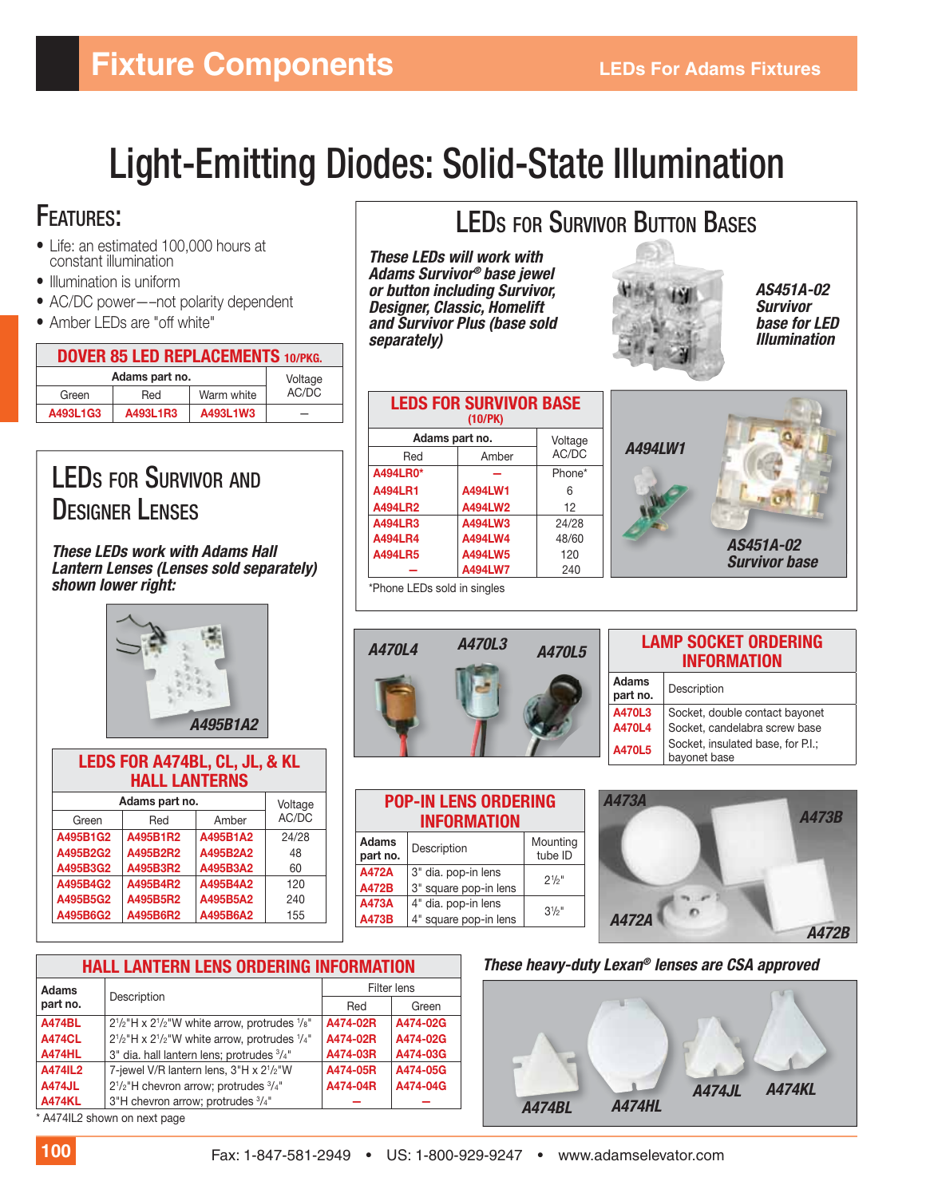# Fixture Components

LEDs For Adams Fixtures

# Light-Emitting Diodes: Solid-State Illumination

## Features:

- Life: an estimated 100,000 hours at constant illumination
- Illumination is uniform
- AC/DC power—–not polarity dependent
- Amber LEDs are "off white"

### DOVER 85 LED REPLACEMENTS 10/PKG.

| Adams part no. | | | Voltage AC/DC |
|---|---|---|---|
| Green | Red | Warm white | |
| A493L1G3 | A493L1R3 | A493L1W3 | – |

## LEDs for Survivor and Designer Lenses

***These LEDs work with Adams Hall Lantern Lenses (Lenses sold separately) shown lower right:***

A495B1A2

### LEDS FOR A474BL, CL, JL, & KL HALL LANTERNS

| Adams part no. | | | Voltage AC/DC |
|---|---|---|---|
| Green | Red | Amber | |
| A495B1G2 | A495B1R2 | A495B1A2 | 24/28 |
| A495B2G2 | A495B2R2 | A495B2A2 | 48 |
| A495B3G2 | A495B3R2 | A495B3A2 | 60 |
| A495B4G2 | A495B4R2 | A495B4A2 | 120 |
| A495B5G2 | A495B5R2 | A495B5A2 | 240 |
| A495B6G2 | A495B6R2 | A495B6A2 | 155 |

## LEDs for Survivor Button Bases

***These LEDs will work with Adams Survivor® base jewel or button including Survivor, Designer, Classic, Homelift and Survivor Plus (base sold separately)***

***AS451A-02 Survivor base for LED Illumination***

### LEDS FOR SURVIVOR BASE (10/PK)

| Adams part no. | | Voltage AC/DC |
|---|---|---|
| Red | Amber | |
| A494LR0* | – | Phone* |
| A494LR1 | A494LW1 | 6 |
| A494LR2 | A494LW2 | 12 |
| A494LR3 | A494LW3 | 24/28 |
| A494LR4 | A494LW4 | 48/60 |
| A494LR5 | A494LW5 | 120 |
| – | A494LW7 | 240 |

*Phone LEDs sold in singles

A494LW1

AS451A-02 Survivor base

A470L4 A470L3 A470L5

### LAMP SOCKET ORDERING INFORMATION

| Adams part no. | Description |
|---|---|
| A470L3 | Socket, double contact bayonet |
| A470L4 | Socket, candelabra screw base |
| A470L5 | Socket, insulated base, for P.I.; bayonet base |

### POP-IN LENS ORDERING INFORMATION

| Adams part no. | Description | Mounting tube ID |
|---|---|---|
| A472A | 3" dia. pop-in lens | 2½" |
| A472B | 3" square pop-in lens | |
| A473A | 4" dia. pop-in lens | 3½" |
| A473B | 4" square pop-in lens | |

A473A A473B A472A A472B

### HALL LANTERN LENS ORDERING INFORMATION

| Adams part no. | Description | Filter lens | |
|---|---|---|---|
| | | Red | Green |
| A474BL | 2½"H x 2½"W white arrow, protrudes ⅛" | A474-02R | A474-02G |
| A474CL | 2½"H x 2½"W white arrow, protrudes ¼" | A474-02R | A474-02G |
| A474HL | 3" dia. hall lantern lens; protrudes ¾" | A474-03R | A474-03G |
| A474IL2 | 7-jewel V/R lantern lens, 3"H x 2½"W | A474-05R | A474-05G |
| A474JL | 2½"H chevron arrow; protrudes ¾" | A474-04R | A474-04G |
| A474KL | 3"H chevron arrow; protrudes ¾" | – | – |

\* A474IL2 shown on next page

***These heavy-duty Lexan® lenses are CSA approved***

A474BL A474HL A474JL A474KL

Fax: 1-847-581-2949 • US: 1-800-929-9247 • www.adamselevator.com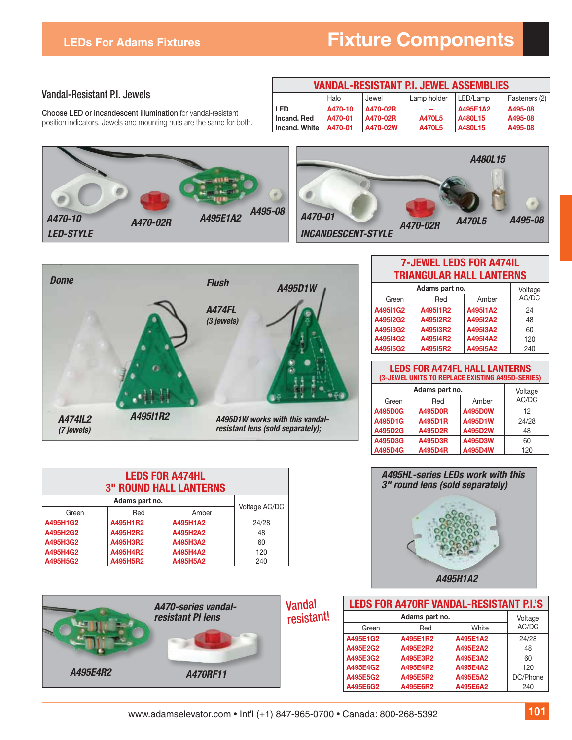# Fixture Components

## LEDs For Adams Fixtures

### Vandal-Resistant P.I. Jewels

**Choose LED or incandescent illumination** for vandal-resistant position indicators. Jewels and mounting nuts are the same for both.

**VANDAL-RESISTANT P.I. JEWEL ASSEMBLIES**

| | Halo | Jewel | Lamp holder | LED/Lamp | Fasteners (2) |
|---|---|---|---|---|---|
| **LED** | A470-10 | A470-02R | – | A495E1A2 | A495-08 |
| **Incand. Red** | A470-01 | A470-02R | A470L5 | A480L15 | A495-08 |
| **Incand. White** | A470-01 | A470-02W | A470L5 | A480L15 | A495-08 |

*A470-10 LED-STYLE* · *A470-02R* · *A495E1A2* · *A495-08*

*A480L15* · *A470-01 INCANDESCENT-STYLE* · *A470-02R* · *A470L5* · *A495-08*

*Dome* · *Flush* · *A495D1W* · *A474FL (3 jewels)* · *A474IL2 (7 jewels)* · *A495I1R2*

*A495D1W works with this vandal-resistant lens (sold separately);*

**7-JEWEL LEDS FOR A474IL TRIANGULAR HALL LANTERNS**

| Adams part no. | | | Voltage AC/DC |
|---|---|---|---|
| Green | Red | Amber | |
| A495I1G2 | A495I1R2 | A495I1A2 | 24 |
| A495I2G2 | A495I2R2 | A495I2A2 | 48 |
| A495I3G2 | A495I3R2 | A495I3A2 | 60 |
| A495I4G2 | A495I4R2 | A495I4A2 | 120 |
| A495I5G2 | A495I5R2 | A495I5A2 | 240 |

**LEDS FOR A474FL HALL LANTERNS**
**(3-JEWEL UNITS TO REPLACE EXISTING A495D-SERIES)**

| Adams part no. | | | Voltage AC/DC |
|---|---|---|---|
| Green | Red | Amber | |
| A495D0G | A495D0R | A495D0W | 12 |
| A495D1G | A495D1R | A495D1W | 24/28 |
| A495D2G | A495D2R | A495D2W | 48 |
| A495D3G | A495D3R | A495D3W | 60 |
| A495D4G | A495D4R | A495D4W | 120 |

**LEDS FOR A474HL 3" ROUND HALL LANTERNS**

| Adams part no. | | | Voltage AC/DC |
|---|---|---|---|
| Green | Red | Amber | |
| A495H1G2 | A495H1R2 | A495H1A2 | 24/28 |
| A495H2G2 | A495H2R2 | A495H2A2 | 48 |
| A495H3G2 | A495H3R2 | A495H3A2 | 60 |
| A495H4G2 | A495H4R2 | A495H4A2 | 120 |
| A495H5G2 | A495H5R2 | A495H5A2 | 240 |

*A495HL-series LEDs work with this 3" round lens (sold separately)*

*A495H1A2*

*A470-series vandal-resistant PI lens*

*A495E4R2* · *A470RF11*

Vandal resistant!

**LEDS FOR A470RF VANDAL-RESISTANT P.I.'S**

| Adams part no. | | | Voltage AC/DC |
|---|---|---|---|
| Green | Red | White | |
| A495E1G2 | A495E1R2 | A495E1A2 | 24/28 |
| A495E2G2 | A495E2R2 | A495E2A2 | 48 |
| A495E3G2 | A495E3R2 | A495E3A2 | 60 |
| A495E4G2 | A495E4R2 | A495E4A2 | 120 |
| A495E5G2 | A495E5R2 | A495E5A2 | DC/Phone |
| A495E6G2 | A495E6R2 | A495E6A2 | 240 |

www.adamselevator.com • Int'l (+1) 847-965-0700 • Canada: 800-268-5392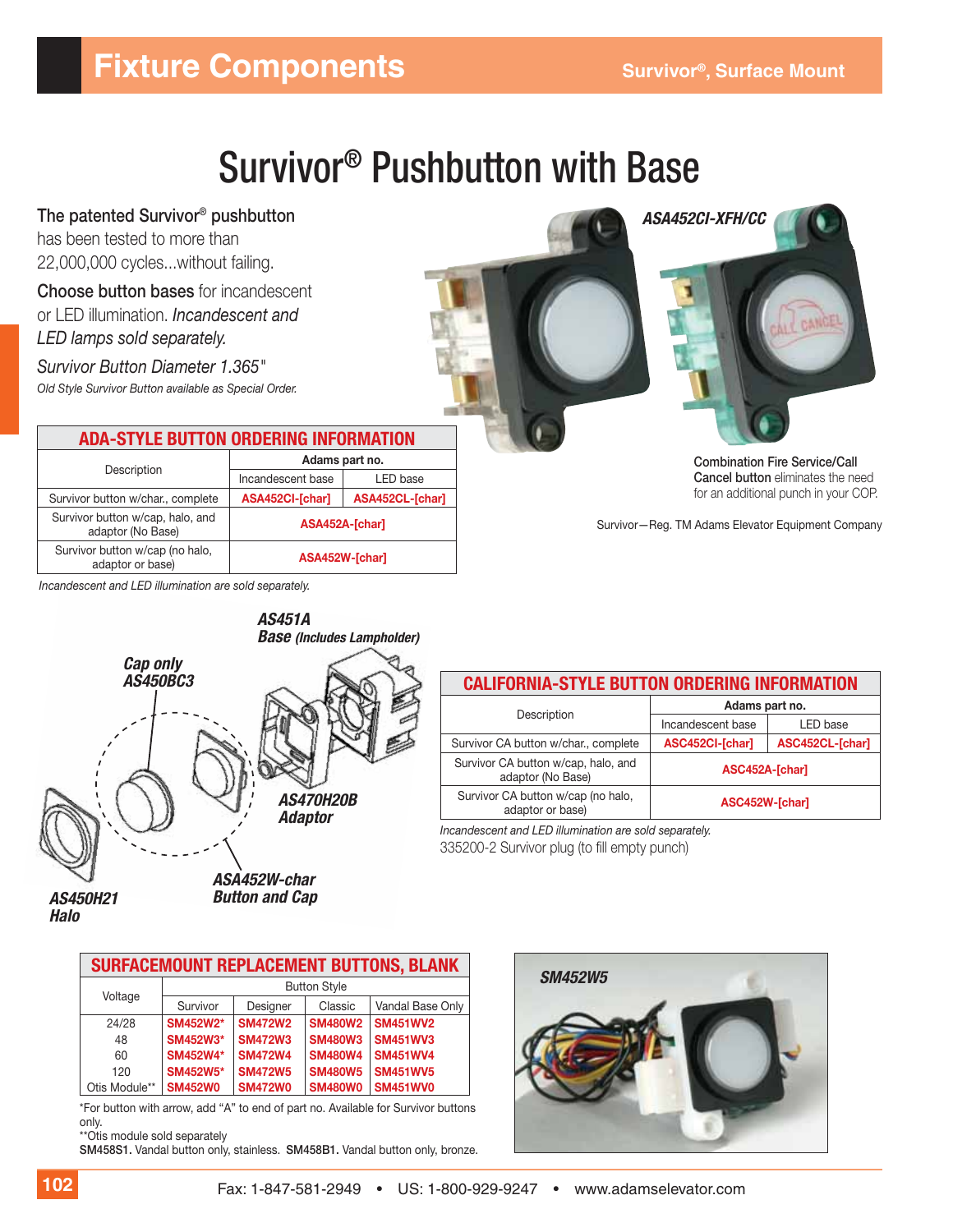# Survivor® Pushbutton with Base

**The patented Survivor® pushbutton** has been tested to more than 22,000,000 cycles...without failing.

**Choose button bases** for incandescent or LED illumination. *Incandescent and LED lamps sold separately.*

*Survivor Button Diameter 1.365"*

*Old Style Survivor Button available as Special Order.*

***ASA452CI-XFH/CC***

**Combination Fire Service/Call Cancel button** eliminates the need for an additional punch in your COP.

Survivor—Reg. TM Adams Elevator Equipment Company

## ADA-STYLE BUTTON ORDERING INFORMATION

| Description | Adams part no. | |
|---|---|---|
| | Incandescent base | LED base |
| Survivor button w/char., complete | ASA452CI-[char] | ASA452CL-[char] |
| Survivor button w/cap, halo, and adaptor (No Base) | ASA452A-[char] | |
| Survivor button w/cap (no halo, adaptor or base) | ASA452W-[char] | |

*Incandescent and LED illumination are sold separately.*

***AS451A Base** (Includes Lampholder)*

***Cap only AS450BC3***

***AS470H20B Adaptor***

***ASA452W-char Button and Cap***

***AS450H21 Halo***

## CALIFORNIA-STYLE BUTTON ORDERING INFORMATION

| Description | Adams part no. | |
|---|---|---|
| | Incandescent base | LED base |
| Survivor CA button w/char., complete | ASC452CI-[char] | ASC452CL-[char] |
| Survivor CA button w/cap, halo, and adaptor (No Base) | ASC452A-[char] | |
| Survivor CA button w/cap (no halo, adaptor or base) | ASC452W-[char] | |

*Incandescent and LED illumination are sold separately.*

335200-2 Survivor plug (to fill empty punch)

## SURFACEMOUNT REPLACEMENT BUTTONS, BLANK

| Voltage | Button Style | | | |
|---|---|---|---|---|
| | Survivor | Designer | Classic | Vandal Base Only |
| 24/28 | SM452W2* | SM472W2 | SM480W2 | SM451WV2 |
| 48 | SM452W3* | SM472W3 | SM480W3 | SM451WV3 |
| 60 | SM452W4* | SM472W4 | SM480W4 | SM451WV4 |
| 120 | SM452W5* | SM472W5 | SM480W5 | SM451WV5 |
| Otis Module** | SM452W0 | SM472W0 | SM480W0 | SM451WV0 |

*For button with arrow, add "A" to end of part no. Available for Survivor buttons only.

**Otis module sold separately

**SM458S1.** Vandal button only, stainless. **SM458B1.** Vandal button only, bronze.

***SM452W5***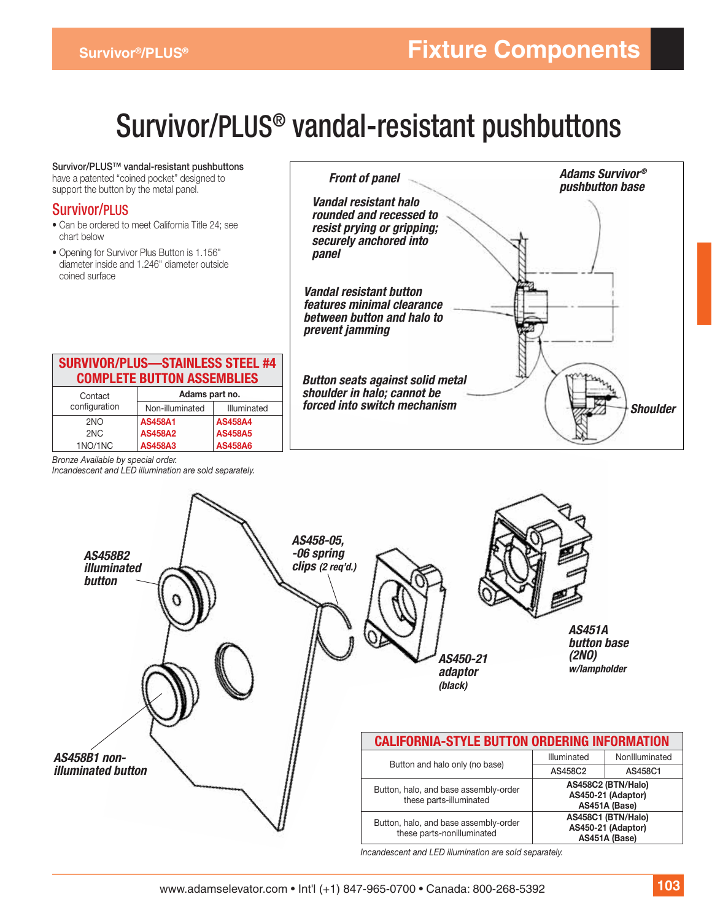# Survivor/PLUS® vandal-resistant pushbuttons

Survivor/PLUS™ vandal-resistant pushbuttons have a patented "coined pocket" designed to support the button by the metal panel.

## Survivor/PLUS

- Can be ordered to meet California Title 24; see chart below
- Opening for Survivor Plus Button is 1.156" diameter inside and 1.246" diameter outside coined surface

*Front of panel*

*Adams Survivor® pushbutton base*

*Vandal resistant halo rounded and recessed to resist prying or gripping; securely anchored into panel*

*Vandal resistant button features minimal clearance between button and halo to prevent jamming*

*Button seats against solid metal shoulder in halo; cannot be forced into switch mechanism*

*Shoulder*

### SURVIVOR/PLUS—STAINLESS STEEL #4 COMPLETE BUTTON ASSEMBLIES

| Contact configuration | Adams part no. | |
|---|---|---|
| | Non-illuminated | Illuminated |
| 2NO | AS458A1 | AS458A4 |
| 2NC | AS458A2 | AS458A5 |
| 1NO/1NC | AS458A3 | AS458A6 |

*Bronze Available by special order.*
*Incandescent and LED illumination are sold separately.*

*AS458B2 illuminated button*

*AS458-05, -06 spring clips (2 req'd.)*

*AS450-21 adaptor (black)*

*AS451A button base (2NO) w/lampholder*

*AS458B1 non-illuminated button*

### CALIFORNIA-STYLE BUTTON ORDERING INFORMATION

| | Illuminated | NonIlluminated |
|---|---|---|
| Button and halo only (no base) | AS458C2 | AS458C1 |
| Button, halo, and base assembly-order these parts-illuminated | AS458C2 (BTN/Halo) AS450-21 (Adaptor) AS451A (Base) | |
| Button, halo, and base assembly-order these parts-nonilluminated | AS458C1 (BTN/Halo) AS450-21 (Adaptor) AS451A (Base) | |

*Incandescent and LED illumination are sold separately.*

www.adamselevator.com • Int'l (+1) 847-965-0700 • Canada: 800-268-5392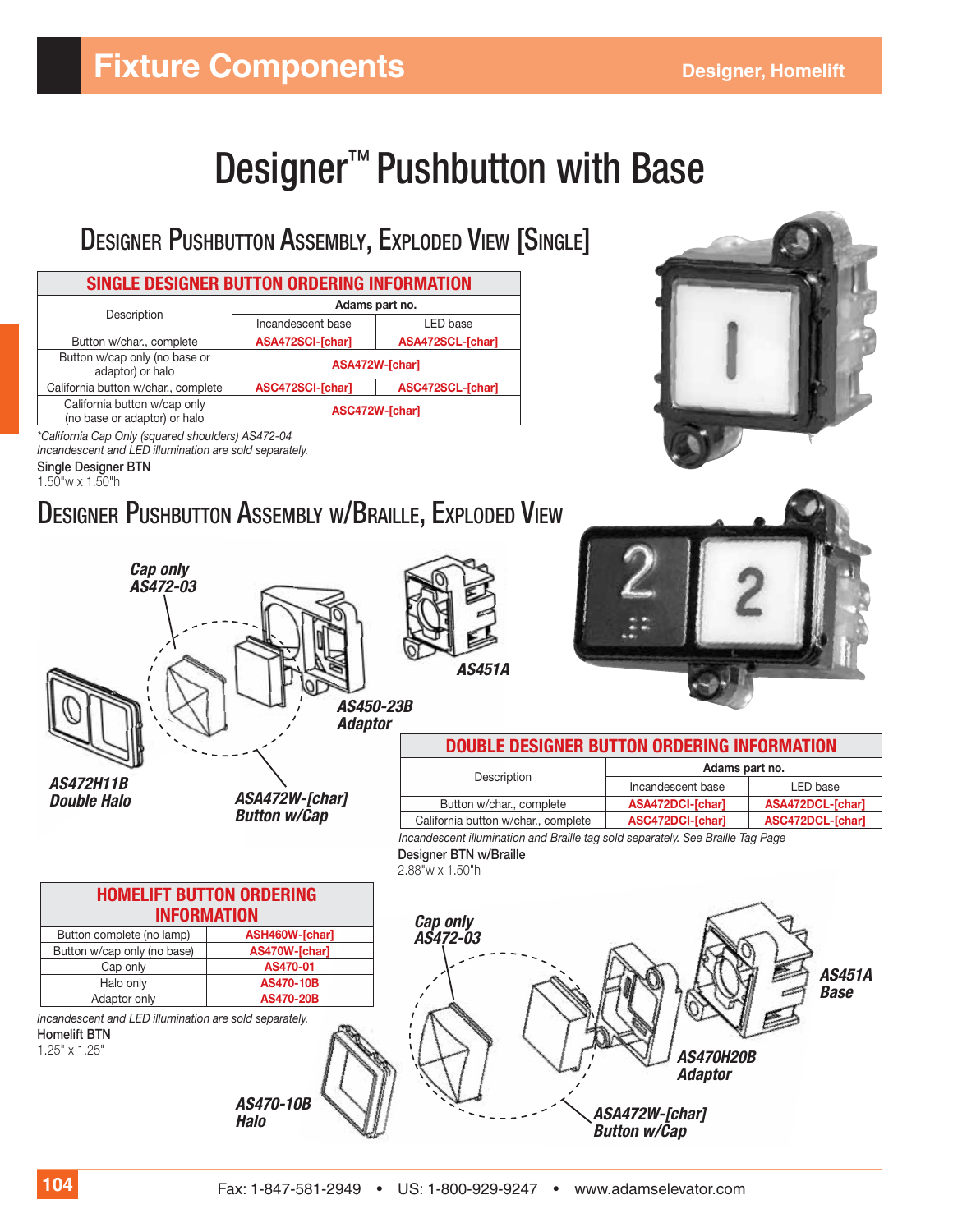# Designer™ Pushbutton with Base

## Designer Pushbutton Assembly, Exploded View [Single]

| SINGLE DESIGNER BUTTON ORDERING INFORMATION | | |
|---|---|---|
| Description | Adams part no. | |
| | Incandescent base | LED base |
| Button w/char., complete | ASA472SCI-[char] | ASA472SCL-[char] |
| Button w/cap only (no base or adaptor) or halo | ASA472W-[char] | |
| California button w/char., complete | ASC472SCI-[char] | ASC472SCL-[char] |
| California button w/cap only (no base or adaptor) or halo | ASC472W-[char] | |

*\*California Cap Only (squared shoulders) AS472-04*

*Incandescent and LED illumination are sold separately.*

Single Designer BTN

1.50"w x 1.50"h

## Designer Pushbutton Assembly w/Braille, Exploded View

*Cap only AS472-03*

*AS451A*

*AS450-23B Adaptor*

*AS472H11B Double Halo*

*AS472W-[char] Button w/Cap*

| DOUBLE DESIGNER BUTTON ORDERING INFORMATION | | |
|---|---|---|
| Description | Adams part no. | |
| | Incandescent base | LED base |
| Button w/char., complete | ASA472DCI-[char] | ASA472DCL-[char] |
| California button w/char., complete | ASC472DCI-[char] | ASC472DCL-[char] |

*Incandescent illumination and Braille tag sold separately. See Braille Tag Page*

Designer BTN w/Braille

2.88"w x 1.50"h

| HOMELIFT BUTTON ORDERING INFORMATION | |
|---|---|
| Button complete (no lamp) | ASH460W-[char] |
| Button w/cap only (no base) | AS470W-[char] |
| Cap only | AS470-01 |
| Halo only | AS470-10B |
| Adaptor only | AS470-20B |

*Incandescent and LED illumination are sold separately.*

Homelift BTN

1.25" x 1.25"

*Cap only AS472-03*

*AS451A Base*

*AS470H20B Adaptor*

*AS470-10B Halo*

*ASA472W-[char] Button w/Cap*

Fax: 1-847-581-2949 • US: 1-800-929-9247 • www.adamselevator.com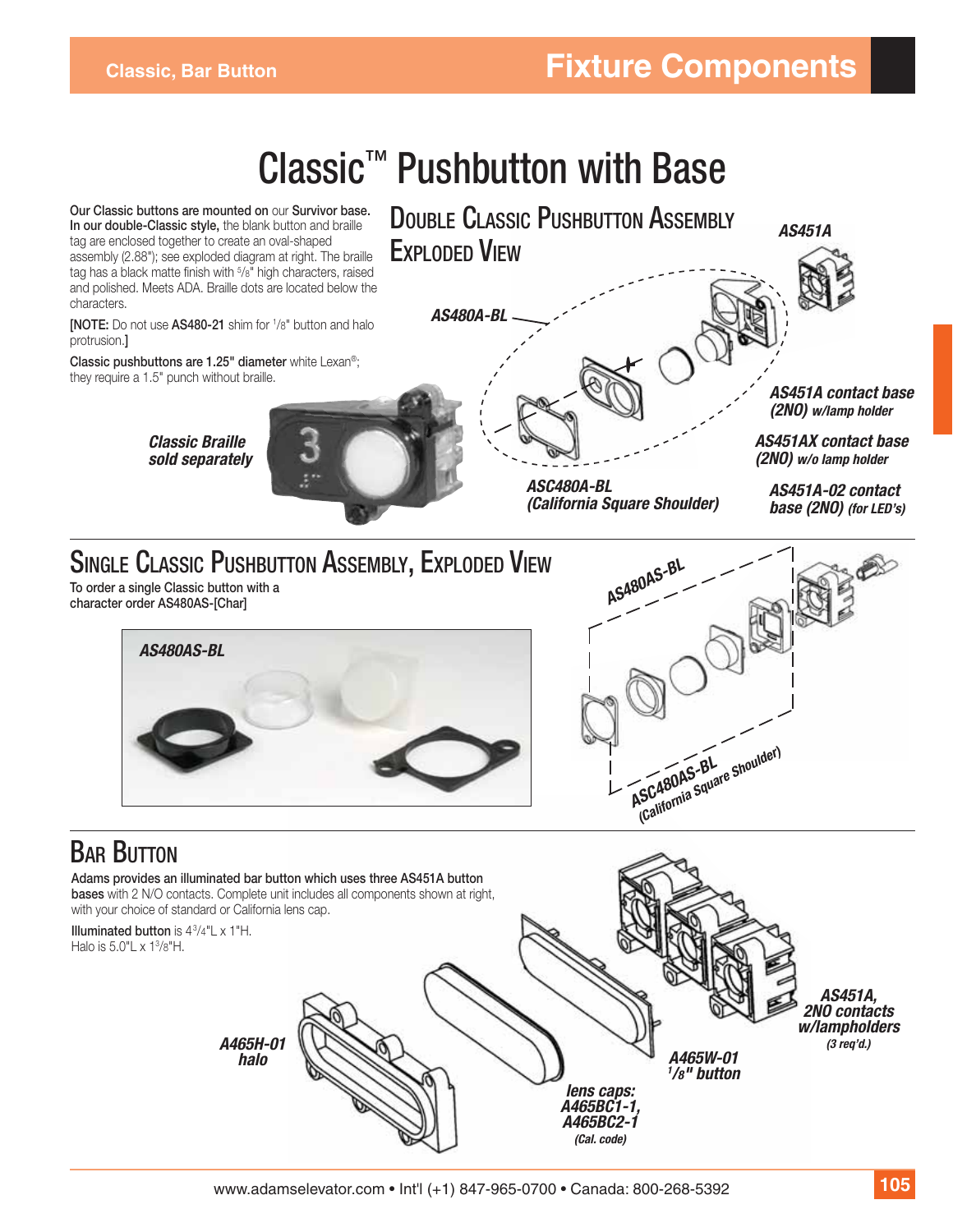# Classic™ Pushbutton with Base

Our Classic buttons are mounted on our Survivor base. In our double-Classic style, the blank button and braille tag are enclosed together to create an oval-shaped assembly (2.88"); see exploded diagram at right. The braille tag has a black matte finish with 5/8" high characters, raised and polished. Meets ADA. Braille dots are located below the characters.

[NOTE: Do not use AS480-21 shim for 1/8" button and halo protrusion.]

Classic pushbuttons are 1.25" diameter white Lexan®; they require a 1.5" punch without braille.

*Classic Braille sold separately*

## Double Classic Pushbutton Assembly Exploded View

*AS480A-BL*

*AS451A*

*AS451A contact base (2NO) w/lamp holder*

*AS451AX contact base (2NO) w/o lamp holder*

*AS451A-02 contact base (2NO) (for LED's)*

*ASC480A-BL (California Square Shoulder)*

## Single Classic Pushbutton Assembly, Exploded View

To order a single Classic button with a character order AS480AS-[Char]

*AS480AS-BL*

*AS480AS-BL*

*ASC480AS-BL (California Square Shoulder)*

## Bar Button

Adams provides an illuminated bar button which uses three AS451A button bases with 2 N/O contacts. Complete unit includes all components shown at right, with your choice of standard or California lens cap.

Illuminated button is 4 3/4"L x 1"H.
Halo is 5.0"L x 1 3/8"H.

*A465H-01 halo*

*lens caps: A465BC1-1, A465BC2-1 (Cal. code)*

*A465W-01 1/8" button*

*AS451A, 2NO contacts w/lampholders (3 req'd.)*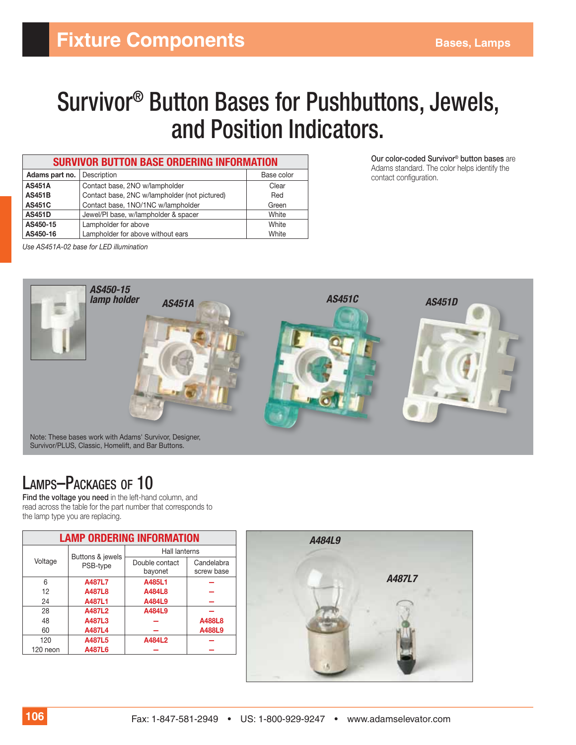# Fixture Components

Bases, Lamps

# Survivor® Button Bases for Pushbuttons, Jewels, and Position Indicators.

| SURVIVOR BUTTON BASE ORDERING INFORMATION | | |
|---|---|---|
| Adams part no. | Description | Base color |
| **AS451A** | Contact base, 2NO w/lampholder | Clear |
| **AS451B** | Contact base, 2NC w/lampholder (not pictured) | Red |
| **AS451C** | Contact base, 1NO/1NC w/lampholder | Green |
| **AS451D** | Jewel/PI base, w/lampholder & spacer | White |
| **AS450-15** | Lampholder for above | White |
| **AS450-16** | Lampholder for above without ears | White |

*Use AS451A-02 base for LED illumination*

**Our color-coded Survivor® button bases** are Adams standard. The color helps identify the contact configuration.

*AS450-15 lamp holder* · *AS451A* · *AS451C* · *AS451D*

Note: These bases work with Adams' Survivor, Designer, Survivor/PLUS, Classic, Homelift, and Bar Buttons.

## Lamps–Packages of 10

**Find the voltage you need** in the left-hand column, and read across the table for the part number that corresponds to the lamp type you are replacing.

| LAMP ORDERING INFORMATION | | | |
|---|---|---|---|
| Voltage | Buttons & jewels PSB-type | Hall lanterns | |
| | | Double contact bayonet | Candelabra screw base |
| 6 | A487L7 | A485L1 | – |
| 12 | A487L8 | A484L8 | – |
| 24 | A487L1 | A484L9 | – |
| 28 | A487L2 | A484L9 | – |
| 48 | A487L3 | – | A488L8 |
| 60 | A487L4 | – | A488L9 |
| 120 | A487L5 | A484L2 | – |
| 120 neon | A487L6 | – | – |

*A484L9* · *A487L7*

Fax: 1-847-581-2949 • US: 1-800-929-9247 • www.adamselevator.com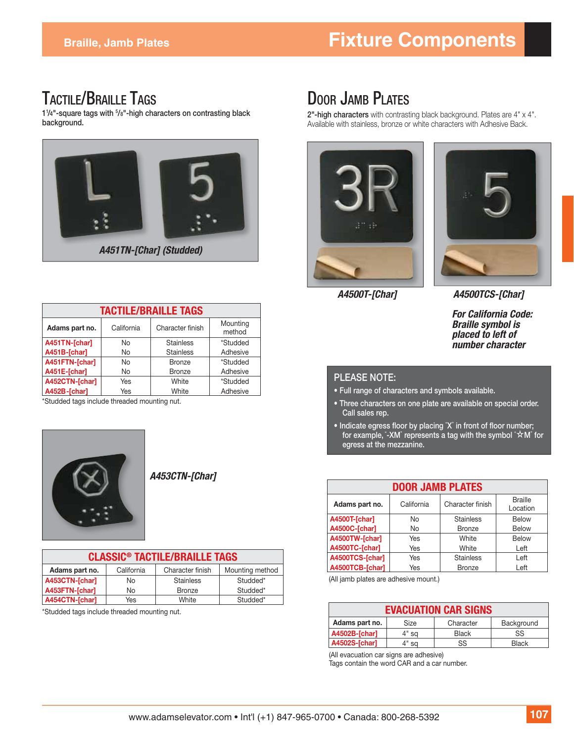# Fixture Components

## Braille, Jamb Plates

## Tactile/Braille Tags

1¼"-square tags with ⅝"-high characters on contrasting black background.

*A451TN-[Char] (Studded)*

| TACTILE/BRAILLE TAGS | | | |
|---|---|---|---|
| **Adams part no.** | California | Character finish | Mounting method |
| A451TN-[char] | No | Stainless | *Studded |
| A451B-[char] | No | Stainless | Adhesive |
| A451FTN-[char] | No | Bronze | *Studded |
| A451E-[char] | No | Bronze | Adhesive |
| A452CTN-[char] | Yes | White | *Studded |
| A452B-[char] | Yes | White | Adhesive |

*Studded tags include threaded mounting nut.

*A453CTN-[Char]*

| CLASSIC® TACTILE/BRAILLE TAGS | | | |
|---|---|---|---|
| **Adams part no.** | California | Character finish | Mounting method |
| A453CTN-[char] | No | Stainless | Studded* |
| A453FTN-[char] | No | Bronze | Studded* |
| A454CTN-[char] | Yes | White | Studded* |

*Studded tags include threaded mounting nut.

## Door Jamb Plates

**2"-high characters** with contrasting black background. Plates are 4" x 4". Available with stainless, bronze or white characters with Adhesive Back.

*A4500T-[Char]*

*A4500TCS-[Char]*

***For California Code: Braille symbol is placed to left of number character***

**PLEASE NOTE:**

- Full range of characters and symbols available.
- Three characters on one plate are available on special order. Call sales rep.
- Indicate egress floor by placing "X" in front of floor number; for example, "-XM" represents a tag with the symbol "☆M" for egress at the mezzanine.

| DOOR JAMB PLATES | | | |
|---|---|---|---|
| **Adams part no.** | California | Character finish | Braille Location |
| A4500T-[char] | No | Stainless | Below |
| A4500C-[char] | No | Bronze | Below |
| A4500TW-[char] | Yes | White | Below |
| A4500TC-[char] | Yes | White | Left |
| A4500TCS-[char] | Yes | Stainless | Left |
| A4500TCB-[char] | Yes | Bronze | Left |

(All jamb plates are adhesive mount.)

| EVACUATION CAR SIGNS | | | |
|---|---|---|---|
| **Adams part no.** | Size | Character | Background |
| A4502B-[char] | 4" sq | Black | SS |
| A4502S-[char] | 4" sq | SS | Black |

(All evacuation car signs are adhesive)
Tags contain the word CAR and a car number.

www.adamselevator.com • Int'l (+1) 847-965-0700 • Canada: 800-268-5392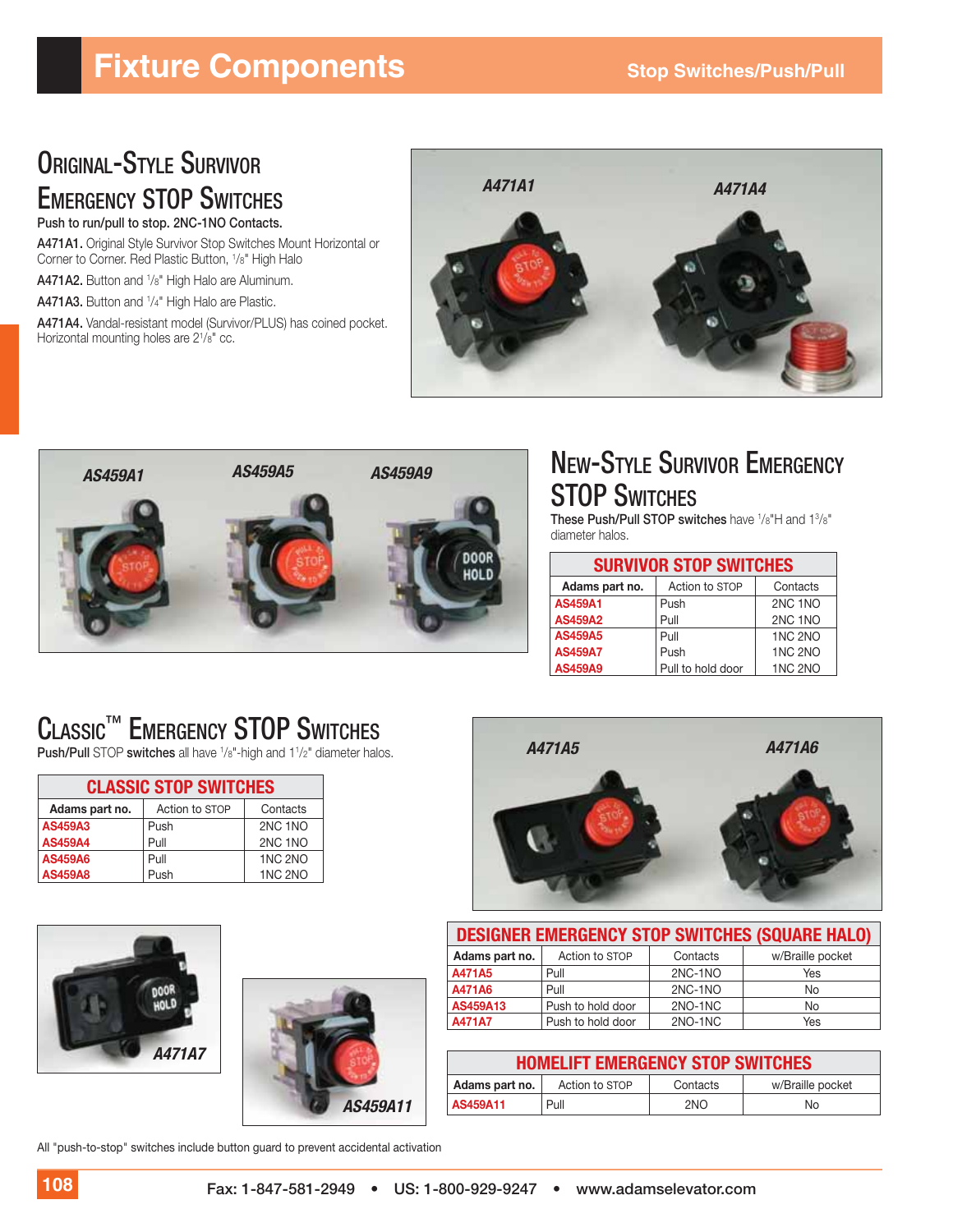# Fixture Components

Stop Switches/Push/Pull

## Original-Style Survivor Emergency STOP Switches

**Push to run/pull to stop. 2NC-1NO Contacts.**

**A471A1.** Original Style Survivor Stop Switches Mount Horizontal or Corner to Corner. Red Plastic Button, 1/8" High Halo

**A471A2.** Button and 1/8" High Halo are Aluminum.

**A471A3.** Button and 1/4" High Halo are Plastic.

**A471A4.** Vandal-resistant model (Survivor/PLUS) has coined pocket. Horizontal mounting holes are 2 1/8" cc.

A471A1 A471A4

AS459A1 AS459A5 AS459A9

## New-Style Survivor Emergency STOP Switches

**These Push/Pull STOP switches** have 1/8"H and 1 3/8" diameter halos.

| SURVIVOR STOP SWITCHES | | |
|---|---|---|
| **Adams part no.** | Action to STOP | Contacts |
| AS459A1 | Push | 2NC 1NO |
| AS459A2 | Pull | 2NC 1NO |
| AS459A5 | Pull | 1NC 2NO |
| AS459A7 | Push | 1NC 2NO |
| AS459A9 | Pull to hold door | 1NC 2NO |

## Classic™ Emergency STOP Switches

**Push/Pull** STOP **switches** all have 1/8"-high and 1 1/2" diameter halos.

| CLASSIC STOP SWITCHES | | |
|---|---|---|
| **Adams part no.** | Action to STOP | Contacts |
| AS459A3 | Push | 2NC 1NO |
| AS459A4 | Pull | 2NC 1NO |
| AS459A6 | Pull | 1NC 2NO |
| AS459A8 | Push | 1NC 2NO |

A471A5 A471A6

A471A7

AS459A11

| DESIGNER EMERGENCY STOP SWITCHES (SQUARE HALO) | | | |
|---|---|---|---|
| **Adams part no.** | Action to STOP | Contacts | w/Braille pocket |
| A471A5 | Pull | 2NC-1NO | Yes |
| A471A6 | Pull | 2NC-1NO | No |
| AS459A13 | Push to hold door | 2NO-1NC | No |
| A471A7 | Push to hold door | 2NO-1NC | Yes |

| HOMELIFT EMERGENCY STOP SWITCHES | | | |
|---|---|---|---|
| **Adams part no.** | Action to STOP | Contacts | w/Braille pocket |
| AS459A11 | Pull | 2NO | No |

All "push-to-stop" switches include button guard to prevent accidental activation

Fax: 1-847-581-2949 • US: 1-800-929-9247 • www.adamselevator.com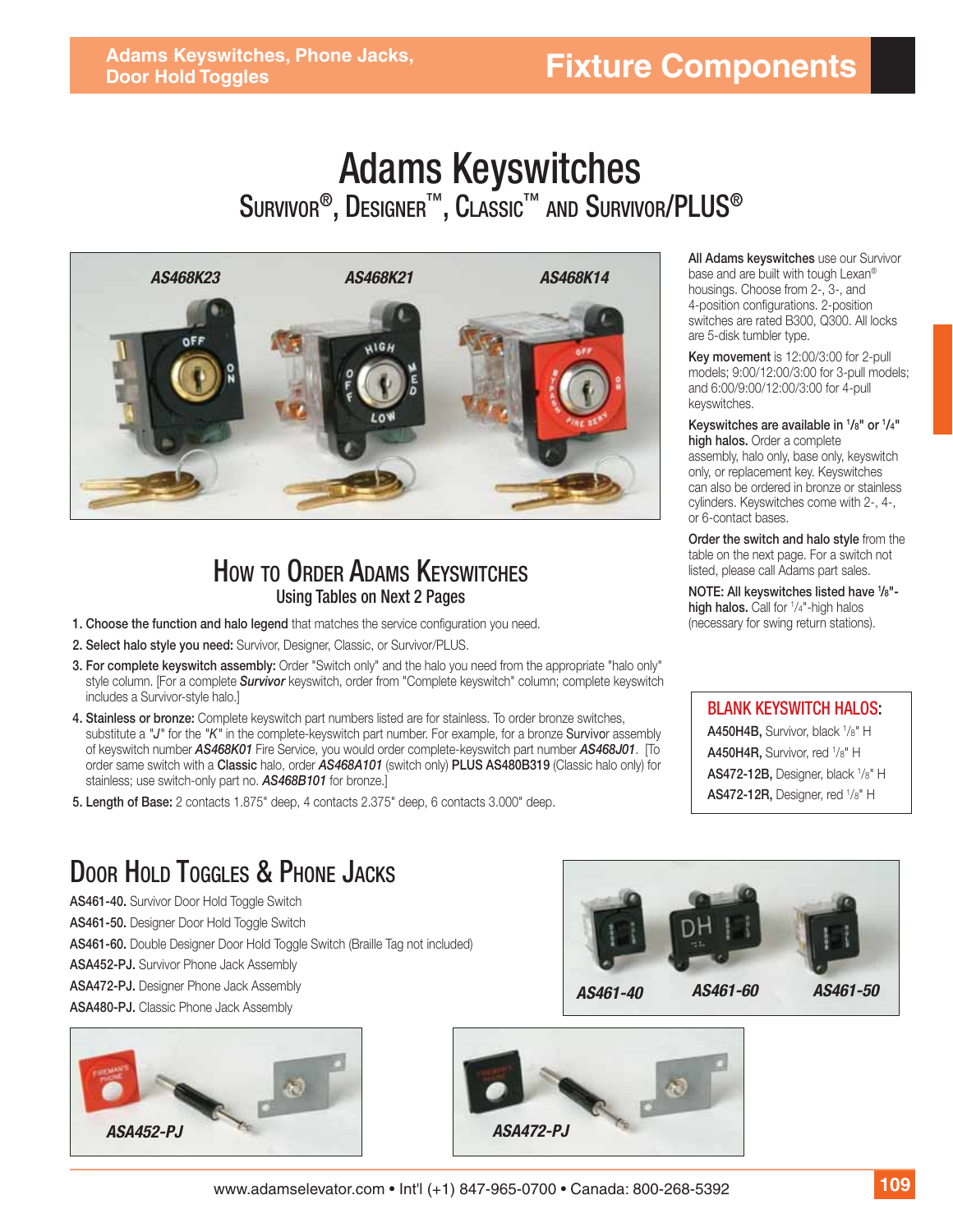# Adams Keyswitches

## Survivor®, Designer™, Classic™ and Survivor/PLUS®

AS468K23 AS468K21 AS468K14

**All Adams keyswitches** use our Survivor base and are built with tough Lexan® housings. Choose from 2-, 3-, and 4-position configurations. 2-position switches are rated B300, Q300. All locks are 5-disk tumbler type.

**Key movement** is 12:00/3:00 for 2-pull models; 9:00/12:00/3:00 for 3-pull models; and 6:00/9:00/12:00/3:00 for 4-pull keyswitches.

**Keyswitches are available in 1/8" or 1/4" high halos.** Order a complete assembly, halo only, base only, keyswitch only, or replacement key. Keyswitches can also be ordered in bronze or stainless cylinders. Keyswitches come with 2-, 4-, or 6-contact bases.

**Order the switch and halo style** from the table on the next page. For a switch not listed, please call Adams part sales.

**NOTE: All keyswitches listed have 1/8"-high halos.** Call for 1/4"-high halos (necessary for swing return stations).

### How to Order Adams Keyswitches

**Using Tables on Next 2 Pages**

1. **Choose the function and halo legend** that matches the service configuration you need.
2. **Select halo style you need:** Survivor, Designer, Classic, or Survivor/PLUS.
3. **For complete keyswitch assembly:** Order "Switch only" and the halo you need from the appropriate "halo only" style column. [For a complete ***Survivor*** keyswitch, order from "Complete keyswitch" column; complete keyswitch includes a Survivor-style halo.]
4. **Stainless or bronze:** Complete keyswitch part numbers listed are for stainless. To order bronze switches, substitute a "*J*" for the "*K*" in the complete-keyswitch part number. For example, for a bronze **Survivor** assembly of keyswitch number ***AS468K01*** Fire Service, you would order complete-keyswitch part number ***AS468J01***. [To order same switch with a **Classic** halo, order ***AS468A101*** (switch only) **PLUS AS480B319** (Classic halo only) for stainless; use switch-only part no. ***AS468B101*** for bronze.]
5. **Length of Base:** 2 contacts 1.875" deep, 4 contacts 2.375" deep, 6 contacts 3.000" deep.

### Blank Keyswitch Halos:

**A450H4B,** Survivor, black 1/8" H
**A450H4R,** Survivor, red 1/8" H
**AS472-12B,** Designer, black 1/8" H
**AS472-12R,** Designer, red 1/8" H

## Door Hold Toggles & Phone Jacks

**AS461-40.** Survivor Door Hold Toggle Switch
**AS461-50.** Designer Door Hold Toggle Switch
**AS461-60.** Double Designer Door Hold Toggle Switch (Braille Tag not included)
**ASA452-PJ.** Survivor Phone Jack Assembly
**ASA472-PJ.** Designer Phone Jack Assembly
**ASA480-PJ.** Classic Phone Jack Assembly

AS461-40 AS461-60 AS461-50

ASA452-PJ

ASA472-PJ

www.adamselevator.com • Int'l (+1) 847-965-0700 • Canada: 800-268-5392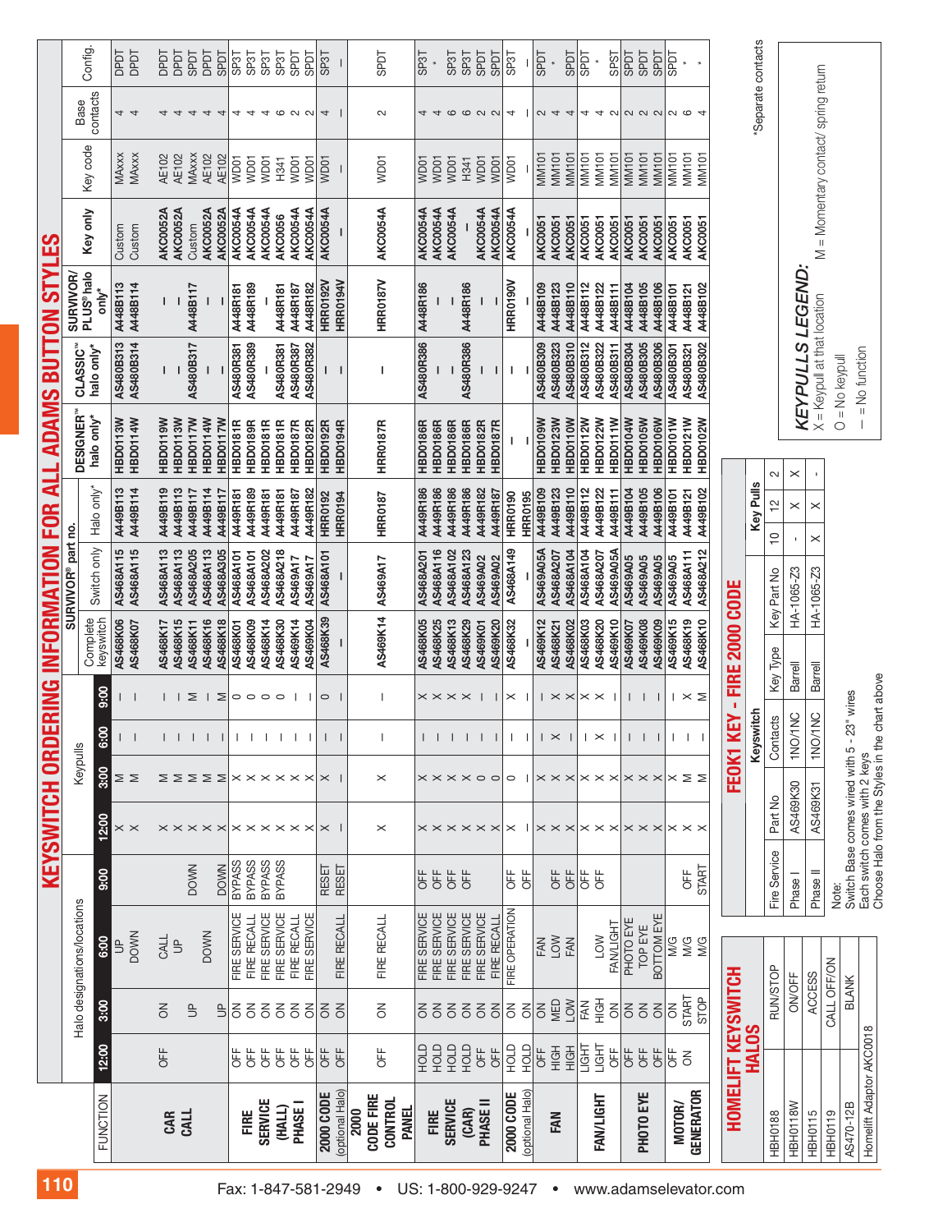# KEYSWITCH ORDERING INFORMATION FOR ALL ADAMS BUTTON STYLES

| FUNCTION | Halo designations/locations 12:00 | 3:00 | 6:00 | 9:00 | Keypulls 12:00 | 3:00 | 6:00 | 9:00 | SURVIVOR® part no. Complete keyswitch | Switch only | Halo only* | DESIGNER™ halo only* | CLASSIC™ halo only* | SURVIVOR/PLUS® halo only* | Key only | Key code | Base contacts | Config. |
|---|---|---|---|---|---|---|---|---|---|---|---|---|---|---|---|---|---|---|
| CAR CALL | | | UP | | X | M | – | – | AS468K06 | AS468A115 | A449B113 | HBD0113W | AS480B313 | A448B113 | Custom | MAxxx | 4 | DPDT |
| | | | DOWN | | X | M | – | – | AS468K07 | AS468A115 | A449B114 | HBD0114W | AS480B314 | A448B114 | Custom | MAxxx | 4 | DPDT |
| | OFF | ON | CALL | | X | M | – | – | AS468K17 | AS468A113 | A449B119 | HBD0119W | – | – | AKC0052A | AE102 | 4 | DPDT |
| | | | UP | | X | M | – | – | AS468K15 | AS468A113 | A449B113 | HBD0113W | – | – | AKC0052A | AE102 | 4 | DPDT |
| | | UP | | DOWN | X | M | – | M | AS468K11 | AS468A205 | A449B117 | HBD0117W | AS480B317 | A448B117 | Custom | MAxxx | 4 | SPDT |
| | | | DOWN | | X | M | – | – | AS468K16 | AS468A113 | A449B114 | HBD0114W | – | – | AKC0052A | AE102 | 4 | DPDT |
| | | UP | | DOWN | X | M | – | M | AS468K18 | AS468A305 | A449B117 | HBD0117W | – | – | AKC0052A | AE102 | 4 | SPDT |
| FIRE SERVICE (HALL) PHASE I | OFF | ON | FIRE SERVICE | BYPASS | X | X | – | O | AS468K01 | AS468A101 | A449R181 | HBD0181R | AS480R381 | A448R181 | AKC0054A | WD01 | 4 | SP3T |
| | OFF | ON | FIRE RECALL | BYPASS | X | X | – | O | AS468K09 | AS468A101 | A449R189 | HBD0189R | AS480R389 | A448R189 | AKC0054A | WD01 | 4 | SP3T |
| | OFF | ON | FIRE SERVICE | BYPASS | X | X | – | O | AS468K14 | AS468A202 | A449R181 | HBD0181R | – | – | AKC0054A | WD01 | 4 | SP3T |
| | OFF | ON | FIRE SERVICE | BYPASS | X | X | – | O | AS468K30 | AS468A218 | A449R181 | HBD0181R | AS480R381 | A448R181 | AKC0056 | H341 | 6 | SP3T |
| | OFF | ON | FIRE RECALL | | X | X | – | – | AS469K14 | AS469A17 | A449R187 | HBD0187R | AS480R387 | A448R187 | AKC0054A | WD01 | 2 | SPDT |
| | OFF | ON | FIRE SERVICE | | X | X | – | – | AS469K04 | AS469A17 | A449R182 | HBD0182R | AS480R382 | A448R182 | AKC0054A | WD01 | 2 | SPDT |
| 2000 CODE (optional Halo) | OFF | ON | FIRE RECALL | RESET | X | X | – | O | AS468K39 | AS468A101 | HRR0192 | HBD0192R | – | HRR0192V | AKC0054A | WD01 | 4 | SP3T |
| | OFF | ON | | RESET | – | – | – | – | – | – | HRR0194 | HBD0194R | – | HRR0194V | – | – | – | – |
| 2000 CODE FIRE CONTROL PANEL | OFF | ON | FIRE RECALL | | X | X | – | – | AS469K14 | AS469A17 | HRR0187 | HRR0187R | – | HRR0187V | AKC0054A | WD01 | 2 | SPDT |
| FIRE SERVICE (CAR) PHASE II | HOLD | ON | FIRE SERVICE | OFF | X | X | – | X | AS468K05 | AS468A201 | A449R186 | HBD0186R | AS480R386 | A448R186 | AKC0054A | WD01 | 4 | SP3T |
| | HOLD | ON | FIRE SERVICE | OFF | X | X | – | X | AS468K25 | AS468A116 | A449R186 | HBD0186R | – | – | AKC0054A | WD01 | 4 | * |
| | HOLD | ON | FIRE SERVICE | OFF | X | X | – | X | AS468K13 | AS468A102 | A449R186 | HBD0186R | – | – | AKC0054A | WD01 | 6 | SP3T |
| | HOLD | ON | FIRE SERVICE | OFF | X | O | – | X | AS468K29 | AS468A123 | A449R186 | HBD0186R | AS480R386 | A448R186 | – | H341 | 6 | SP3T |
| | OFF | ON | FIRE SERVICE | | X | O | – | – | AS469K01 | AS469A02 | A449R182 | HBD0182R | – | – | AKC0054A | WD01 | 2 | SPDT |
| | OFF | ON | FIRE RECALL | | X | O | – | – | AS469K20 | AS469A02 | A449R187 | HBD0187R | – | – | AKC0054A | WD01 | 2 | SPDT |
| 2000 CODE (optional Halo) | HOLD | ON | FIRE OPERATION | OFF | X | O | – | X | AS468K32 | AS468A149 | HRR0190 | – | – | HRR0190V | AKC0054A | WD01 | 4 | SP3T |
| | HOLD | ON | | OFF | – | – | – | – | – | – | HRR0195 | – | – | – | – | – | – | – |
| FAN | OFF | ON | FAN | OFF | X | X | – | – | AS469K12 | AS469A05A | A449B109 | HBD0109W | AS480B309 | A448B109 | AKC0051 | MM101 | 2 | SPDT |
| | HIGH | MED | LOW | | X | X | X | X | AS468K21 | AS468A207 | A449B123 | HBD0123W | AS480B323 | A448B123 | AKC0051 | MM101 | 4 | * |
| | HIGH | LOW | FAN | OFF | X | X | – | X | AS468K02 | AS468A104 | A449B110 | HBD0110W | AS480B310 | A448B110 | AKC0051 | MM101 | 4 | SPDT |
| FAN/LIGHT | LIGHT | FAN | | OFF | X | X | – | X | AS468K03 | AS468A104 | A449B112 | HBD0112W | AS480B312 | A448B112 | AKC0051 | MM101 | 4 | SPDT |
| | LIGHT | HIGH | LOW | OFF | X | X | X | X | AS468K20 | AS468A207 | A449B122 | HBD0122W | AS480B322 | A448B122 | AKC0051 | MM101 | 4 | * |
| | OFF | ON | FAN/LIGHT | | X | X | – | – | AS468K10 | AS469A05A | A449B111 | HBD0111W | AS480B311 | A448B111 | AKC0051 | MM101 | 2 | SPST |
| PHOTO EYE | OFF | ON | PHOTO EYE | | X | X | – | – | AS469K07 | AS469A05 | A449B104 | HBD0104W | AS480B304 | A448B104 | AKC0051 | MM101 | 2 | SPDT |
| | OFF | ON | TOP EYE | | X | X | – | – | AS469K08 | AS469A05 | A449B105 | HBD0105W | AS480B305 | A448B105 | AKC0051 | MM101 | 2 | SPDT |
| | OFF | ON | BOTTOM EYE | | X | X | – | – | AS469K09 | AS469A05 | A449B106 | HBD0106W | AS480B306 | A448B106 | AKC0051 | MM101 | 2 | SPDT |
| MOTOR/ GENERATOR | OFF | ON | M/G | | X | X | – | – | AS469K15 | AS469A05 | A449B101 | HBD0101W | AS480B301 | A448B101 | AKC0051 | MM101 | 2 | SPDT |
| | ON | START | M/G | OFF | X | M | – | X | AS468K19 | AS468A111 | A449B121 | HBD0121W | AS480B321 | A448B121 | AKC0051 | MM101 | 6 | * |
| | | STOP | M/G | START | X | M | – | M | AS468K10 | AS468A212 | A449B102 | HBD0102W | AS480B302 | A448B102 | AKC0051 | MM101 | 4 | * |

*Separate contacts

## HOMELIFT KEYSWITCH HALOS

| | |
|---|---|
| HBH0188 | RUN/STOP |
| HBH0118W | ON/OFF |
| HBH0115 | ACCESS |
| HBH0119 | CALL OFF/ON |
| AS470-12B | BLANK |
| Homelift Adaptor AKC0018 | |

## FEOK1 KEY - FIRE 2000 CODE

| Fire Service | Keyswitch Part No | Contacts | Key Type | Key Part No | Key Pulls 10 | 12 | 2 |
|---|---|---|---|---|---|---|---|
| Phase I | AS469K30 | 1NO/1NC | Barrel | HA-1065-Z3 | - | X | X |
| Phase II | AS469K31 | 1NO/1NC | Barrel | HA-1065-Z3 | X | X | - |

Note:
Switch Base comes wired with 5 - 23" wires
Each switch comes with 2 keys
Choose Halo from the Styles in the chart above

## KEYPULLS LEGEND:

X = Keypull at that location
O = No keypull
– = No function
M = Momentary contact/ spring return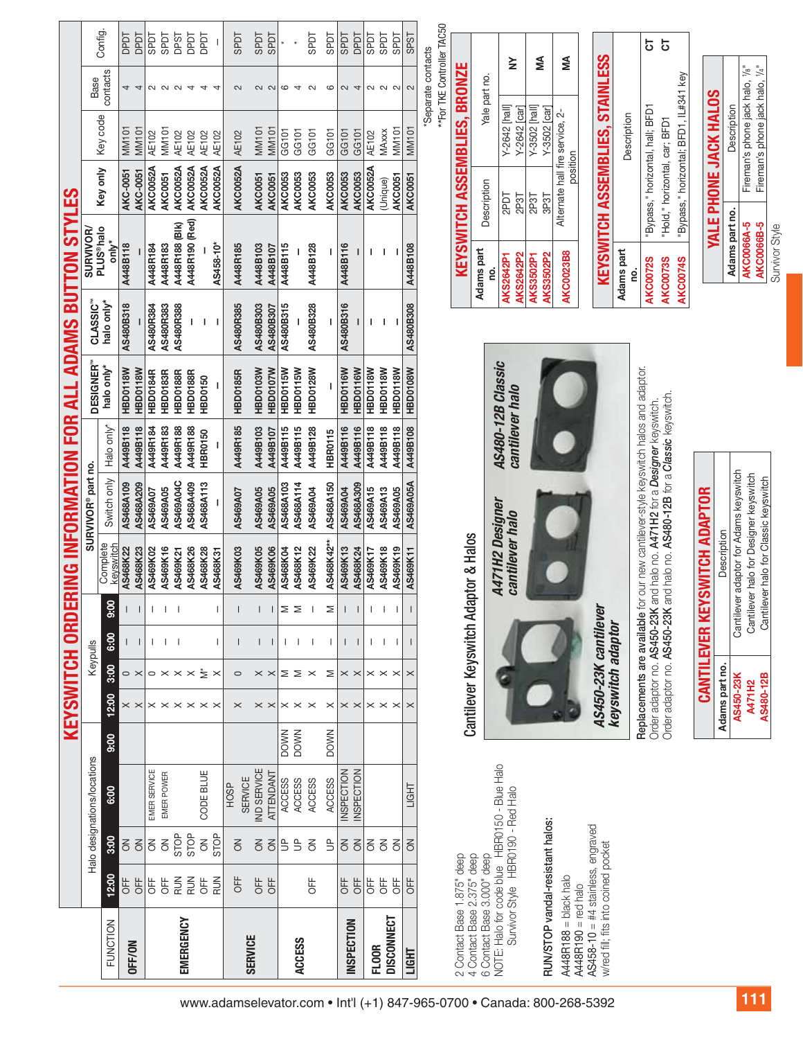# KEYSWITCH ORDERING INFORMATION FOR ALL ADAMS BUTTON STYLES

| FUNCTION | Halo designations/locations | | | | Keypulls | | | | SURVIVOR® part no. | | | DESIGNER™ halo only* | CLASSIC™ halo only* | SURVIVOR/ PLUS® halo only* | Key only | Key code | Base contacts | Config. |
|---|---|---|---|---|---|---|---|---|---|---|---|---|---|---|---|---|---|---|
| | 12:00 | 3:00 | 6:00 | 9:00 | 12:00 | 3:00 | 6:00 | 9:00 | Complete keyswitch | Switch only | Halo only* | | | | | | | |
| **OFF/ON** | OFF | ON | | | X | O | – | – | AS468K22 | AS468A109 | A449B118 | HBD0118W | AS480B318 | A448B118 | AKC-0051 | MM101 | 4 | DPDT |
| | OFF | ON | | | X | X | – | – | AS468K23 | AS468A209 | A449B118 | HBD0118W | – | – | AKC-0051 | MM101 | 4 | DPDT |
| **EMERGENCY** | OFF | ON | EMER SERVICE | | X | O | – | – | AS469K02 | AS469A07 | A449R184 | HBD0184R | AS480R384 | A448R184 | AKC0052A | AE102 | 2 | SPDT |
| | OFF | ON | EMER POWER | | X | X | – | – | AS469K16 | AS469A05 | A449R183 | HBD0183R | AS480R383 | A448R183 | AKC0051 | MM101 | 2 | SPDT |
| | RUN | STOP | | | X | X | – | – | AS469K21 | AS469A04C | A449R188 | HBD0188R | AS480R388 | A448R188 (Blk) | AKC0052A | AE102 | 2 | DPST |
| | RUN | STOP | | | X | X | | | AS468K26 | AS468A409 | A449R188 | HBD0188R | – | A448R190 (Red) | AKC0052A | AE102 | 4 | DPDT |
| | OFF | ON | CODE BLUE | | X | M* | | | AS468K28 | AS468A113 | HBR0150 | HBD0150 | – | – | AKC0052A | AE102 | 4 | DPDT |
| | RUN | STOP | | | X | X | – | – | AS468K31 | – | – | – | – | AS458-10* | AKC0052A | AE102 | 4 | – |
| **SERVICE** | OFF | ON | HOSP SERVICE | | X | O | – | – | AS469K03 | AS469A07 | A449R185 | HBD0185R | AS480R385 | A448R185 | AKC0052A | AE102 | 2 | SPDT |
| | OFF | ON | IND SERVICE | | X | X | – | – | AS469K05 | AS469A05 | A449B103 | HBD0103W | AS480B303 | A448B103 | AKC0051 | MM101 | 2 | SPDT |
| | OFF | ON | ATTENDANT | | X | X | – | – | AS469K06 | AS469A05 | A449B107 | HBD0107W | AS480B307 | A448B107 | AKC0051 | MM101 | 2 | SPDT |
| **ACCESS** | | UP | ACCESS | DOWN | X | M | – | M | AS468K04 | AS468A103 | A449B115 | HBD0115W | AS480B315 | A448B115 | AKC0053 | GG101 | 6 | * |
| | | UP | ACCESS | DOWN | X | M | – | M | AS468K12 | AS468A114 | A449B115 | HBD0115W | – | – | AKC0053 | GG101 | 4 | * |
| | OFF | ON | ACCESS | | X | X | – | – | AS469K22 | AS469A04 | A449B128 | HBD0128W | AS480B328 | A448B128 | AKC0053 | GG101 | 2 | SPDT |
| | | UP | ACCESS | DOWN | X | M | – | M | AS468K42** | AS468A150 | HBR0115 | – | – | – | AKC0053 | GG101 | 6 | SPDT |
| **INSPECTION** | OFF | ON | INSPECTION | | X | X | – | – | AS469K13 | AS469A04 | A449B116 | HBD0116W | AS480B316 | A448B116 | AKC0053 | GG101 | 2 | SPDT |
| | OFF | ON | INSPECTION | | X | X | – | – | AS468K24 | AS468A309 | A449B116 | HBD0116W | – | – | AKC0053 | GG101 | 4 | DPDT |
| **FLOOR DISCONNECT** | OFF | ON | | | X | X | – | – | AS469K17 | AS469A15 | A449B118 | HBD0118W | – | – | AKC0052A | AE102 | 2 | SPDT |
| | OFF | ON | | | X | X | – | – | AS469K18 | AS469A13 | A449B118 | HBD0118W | – | – | (Unique) | MAxxx | 2 | SPDT |
| | OFF | ON | | | X | X | – | – | AS469K19 | AS469A05 | A449B118 | HBD0118W | – | – | AKC0051 | MM101 | 2 | SPDT |
| **LIGHT** | OFF | ON | LIGHT | | X | X | – | – | AS469K11 | AS469A05A | A449B108 | HBD0108W | AS480B308 | A448B108 | AKC0051 | MM101 | 2 | SPST |

*Separate contacts
**For TKE Controller TAC50

2 Contact Base 1.875" deep
4 Contact Base 2.375" deep
6 Contact Base 3.000" deep
NOTE: Halo for code blue HBR0150 - Blue Halo
Survivor Style HBR0190 - Red Halo

**RUN/STOP vandal-resistant halos:**
A448R188 = black halo
A448R190 = red halo
AS458-10 = #4 stainless, engraved w/red fill; fits into coined pocket

## Cantilever Keyswitch Adaptor & Halos

*AS450-23K cantilever keyswitch adaptor*

*A471H2 Designer cantilever halo*

*AS480-12B Classic cantilever halo*

**Replacements are available** for our new cantilever-style keyswitch halos and adaptor.
Order adaptor no. **AS450-23K** and halo no. **A471H2** for a *Designer* keyswitch.
Order adaptor no. AS450-23K and halo no. AS480-12B for a *Classic* keyswitch.

## CANTILEVER KEYSWITCH ADAPTOR

| Adams part no. | Description |
|---|---|
| AS450-23K | Cantilever adaptor for Adams keyswitch |
| A471H2 | Cantilever halo for Designer keyswitch |
| AS480-12B | Cantilever halo for Classic keyswitch |

## KEYSWITCH ASSEMBLIES, BRONZE

| Adams part no. | Description | Yale part no. | |
|---|---|---|---|
| AKS2642P1 | 2PDT | Y-2642 [hall] | NY |
| AKS2642P2 | 2P3T | Y-2642 [car] | |
| AKS3502P1 | 2P3T | Y-3502 [hall] | MA |
| AKS3502P2 | 3P3T | Y-3502 [car] | |
| AKC0023B8 | Alternate hall fire service, 2-position | | MA |

## KEYSWITCH ASSEMBLIES, STAINLESS

| Adams part no. | Description | |
|---|---|---|
| AKC0072S | "Bypass," horizontal, hall; BFD1 | CT |
| AKC0073S | "Hold," horizontal, car; BFD1 | CT |
| AKC0074S | "Bypass," horizontal; BFD1, IL#341 key | |

## YALE PHONE JACK HALOS

| Adams part no. | Description |
|---|---|
| AKC0066A-5 | Fireman's phone jack halo, ⅛" |
| AKC0066B-5 | Fireman's phone jack halo, ¼" |

Survivor Style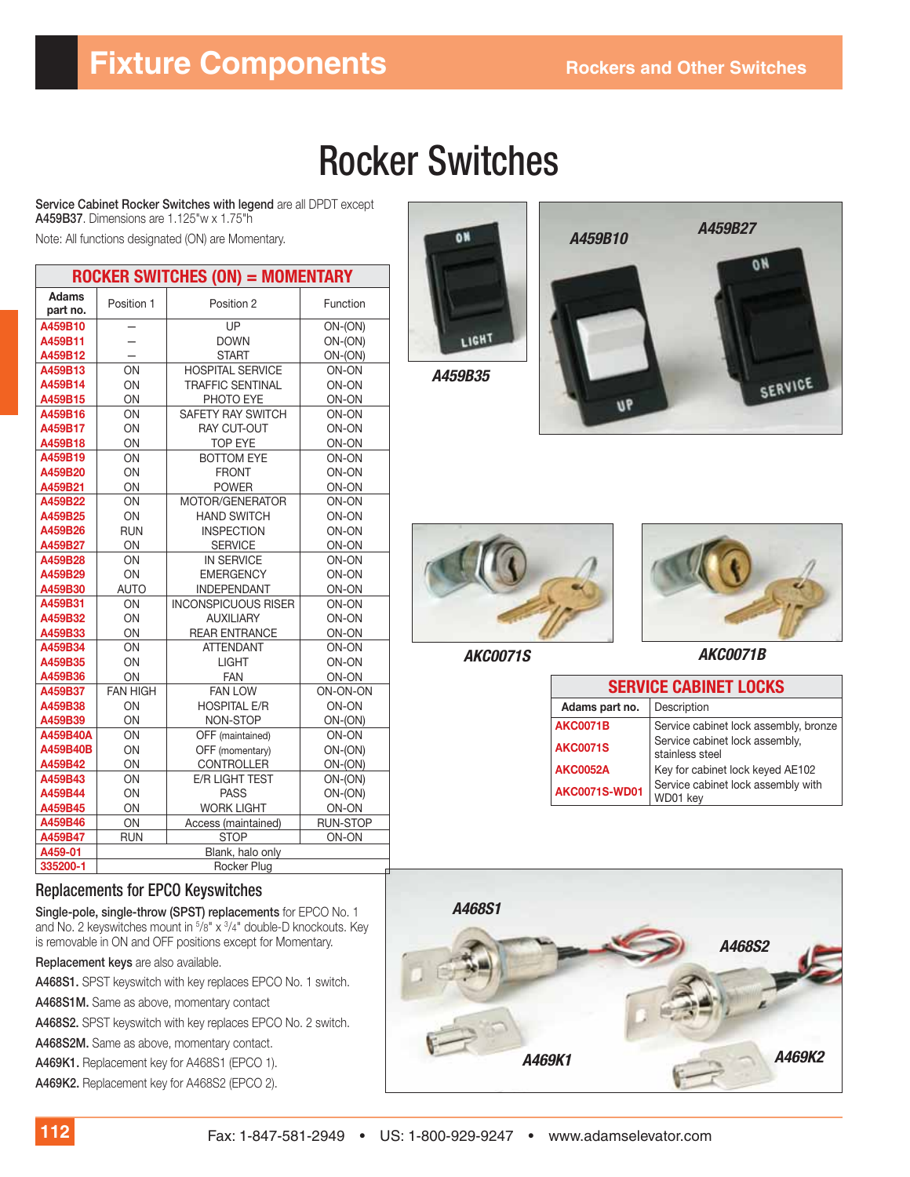# Rocker Switches

**Service Cabinet Rocker Switches with legend** are all DPDT except **A459B37**. Dimensions are 1.125"w x 1.75"h

Note: All functions designated (ON) are Momentary.

**ROCKER SWITCHES (ON) = MOMENTARY**

| Adams part no. | Position 1 | Position 2 | Function |
|---|---|---|---|
| A459B10 | – | UP | ON-(ON) |
| A459B11 | – | DOWN | ON-(ON) |
| A459B12 | – | START | ON-(ON) |
| A459B13 | ON | HOSPITAL SERVICE | ON-ON |
| A459B14 | ON | TRAFFIC SENTINAL | ON-ON |
| A459B15 | ON | PHOTO EYE | ON-ON |
| A459B16 | ON | SAFETY RAY SWITCH | ON-ON |
| A459B17 | ON | RAY CUT-OUT | ON-ON |
| A459B18 | ON | TOP EYE | ON-ON |
| A459B19 | ON | BOTTOM EYE | ON-ON |
| A459B20 | ON | FRONT | ON-ON |
| A459B21 | ON | POWER | ON-ON |
| A459B22 | ON | MOTOR/GENERATOR | ON-ON |
| A459B25 | ON | HAND SWITCH | ON-ON |
| A459B26 | RUN | INSPECTION | ON-ON |
| A459B27 | ON | SERVICE | ON-ON |
| A459B28 | ON | IN SERVICE | ON-ON |
| A459B29 | ON | EMERGENCY | ON-ON |
| A459B30 | AUTO | INDEPENDANT | ON-ON |
| A459B31 | ON | INCONSPICUOUS RISER | ON-ON |
| A459B32 | ON | AUXILIARY | ON-ON |
| A459B33 | ON | REAR ENTRANCE | ON-ON |
| A459B34 | ON | ATTENDANT | ON-ON |
| A459B35 | ON | LIGHT | ON-ON |
| A459B36 | ON | FAN | ON-ON |
| A459B37 | FAN HIGH | FAN LOW | ON-ON-ON |
| A459B38 | ON | HOSPITAL E/R | ON-ON |
| A459B39 | ON | NON-STOP | ON-(ON) |
| A459B40A | ON | OFF (maintained) | ON-ON |
| A459B40B | ON | OFF (momentary) | ON-(ON) |
| A459B42 | ON | CONTROLLER | ON-(ON) |
| A459B43 | ON | E/R LIGHT TEST | ON-(ON) |
| A459B44 | ON | PASS | ON-(ON) |
| A459B45 | ON | WORK LIGHT | ON-ON |
| A459B46 | ON | Access (maintained) | RUN-STOP |
| A459B47 | RUN | STOP | ON-ON |
| A459-01 | Blank, halo only | | |
| 335200-1 | Rocker Plug | | |

A459B35

A459B10 A459B27

AKC0071S AKC0071B

**SERVICE CABINET LOCKS**

| Adams part no. | Description |
|---|---|
| AKC0071B | Service cabinet lock assembly, bronze |
| AKC0071S | Service cabinet lock assembly, stainless steel |
| AKC0052A | Key for cabinet lock keyed AE102 |
| AKC0071S-WD01 | Service cabinet lock assembly with WD01 key |

## Replacements for EPCO Keyswitches

**Single-pole, single-throw (SPST) replacements** for EPCO No. 1 and No. 2 keyswitches mount in 5/8" x 3/4" double-D knockouts. Key is removable in ON and OFF positions except for Momentary.

**Replacement keys** are also available.

**A468S1.** SPST keyswitch with key replaces EPCO No. 1 switch.

**A468S1M.** Same as above, momentary contact

**A468S2.** SPST keyswitch with key replaces EPCO No. 2 switch.

**A468S2M.** Same as above, momentary contact.

**A469K1.** Replacement key for A468S1 (EPCO 1).

**A469K2.** Replacement key for A468S2 (EPCO 2).

A468S1 A468S2 A469K1 A469K2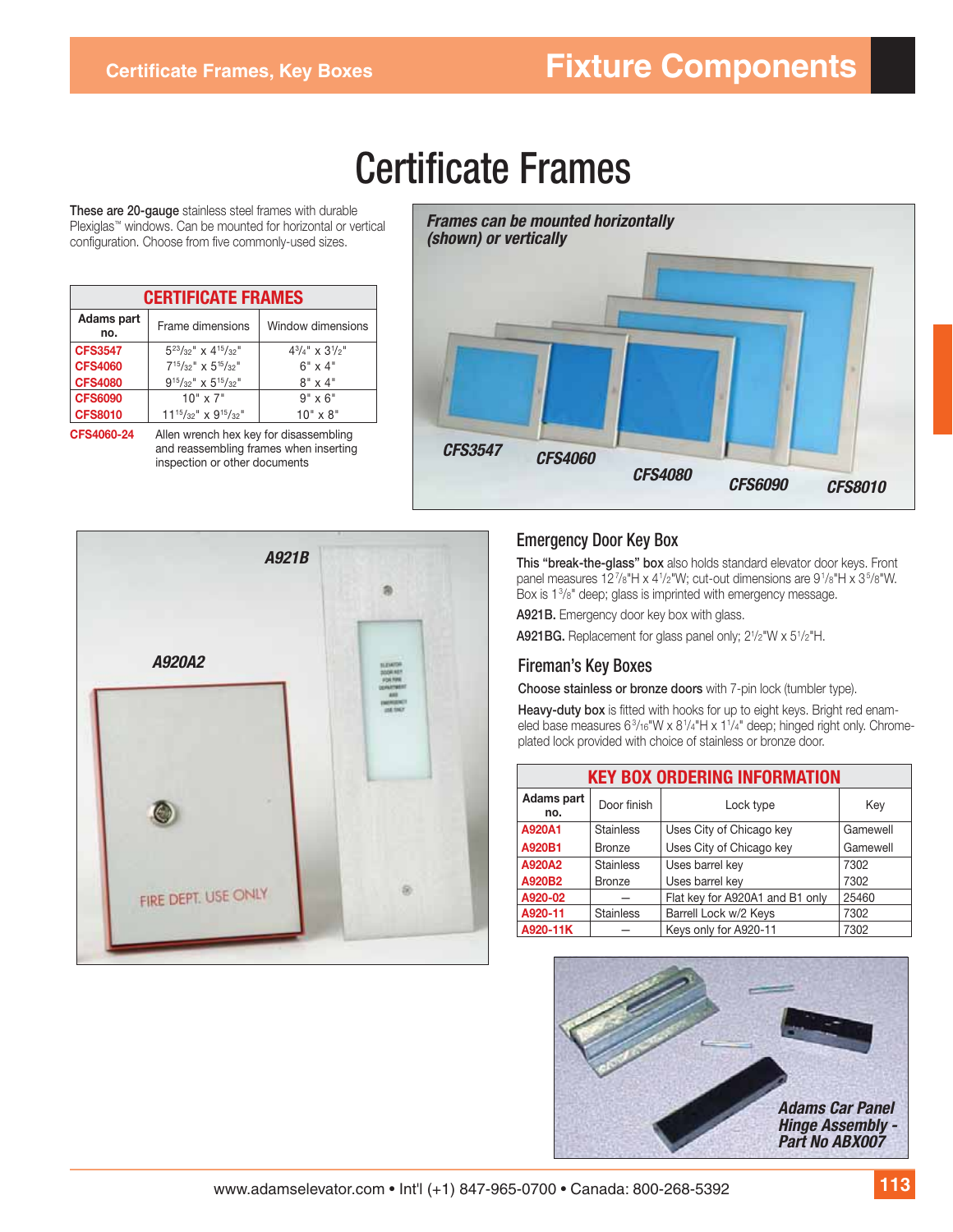# Certificate Frames

**These are 20-gauge** stainless steel frames with durable Plexiglas™ windows. Can be mounted for horizontal or vertical configuration. Choose from five commonly-used sizes.

**CERTIFICATE FRAMES**

| Adams part no. | Frame dimensions | Window dimensions |
|---|---|---|
| CFS3547 | 5 23/32" x 4 15/32" | 4 3/4" x 3 1/2" |
| CFS4060 | 7 15/32" x 5 15/32" | 6" x 4" |
| CFS4080 | 9 15/32" x 5 15/32" | 8" x 4" |
| CFS6090 | 10" x 7" | 9" x 6" |
| CFS8010 | 11 15/32" x 9 15/32" | 10" x 8" |

**CFS4060-24** Allen wrench hex key for disassembling and reassembling frames when inserting inspection or other documents

*Frames can be mounted horizontally (shown) or vertically*

CFS3547 CFS4060 CFS4080 CFS6090 CFS8010

A921B

A920A2

## Emergency Door Key Box

**This "break-the-glass" box** also holds standard elevator door keys. Front panel measures 12 7/8"H x 4 1/2"W; cut-out dimensions are 9 1/8"H x 3 5/8"W. Box is 1 3/8" deep; glass is imprinted with emergency message.

**A921B.** Emergency door key box with glass.

**A921BG.** Replacement for glass panel only; 2 1/2"W x 5 1/2"H.

## Fireman's Key Boxes

**Choose stainless or bronze doors** with 7-pin lock (tumbler type).

**Heavy-duty box** is fitted with hooks for up to eight keys. Bright red enameled base measures 6 3/16"W x 8 1/4"H x 1 1/4" deep; hinged right only. Chrome-plated lock provided with choice of stainless or bronze door.

**KEY BOX ORDERING INFORMATION**

| Adams part no. | Door finish | Lock type | Key |
|---|---|---|---|
| A920A1 | Stainless | Uses City of Chicago key | Gamewell |
| A920B1 | Bronze | Uses City of Chicago key | Gamewell |
| A920A2 | Stainless | Uses barrel key | 7302 |
| A920B2 | Bronze | Uses barrel key | 7302 |
| A920-02 | — | Flat key for A920A1 and B1 only | 25460 |
| A920-11 | Stainless | Barrell Lock w/2 Keys | 7302 |
| A920-11K | — | Keys only for A920-11 | 7302 |

*Adams Car Panel Hinge Assembly - Part No ABX007*

www.adamselevator.com • Int'l (+1) 847-965-0700 • Canada: 800-268-5392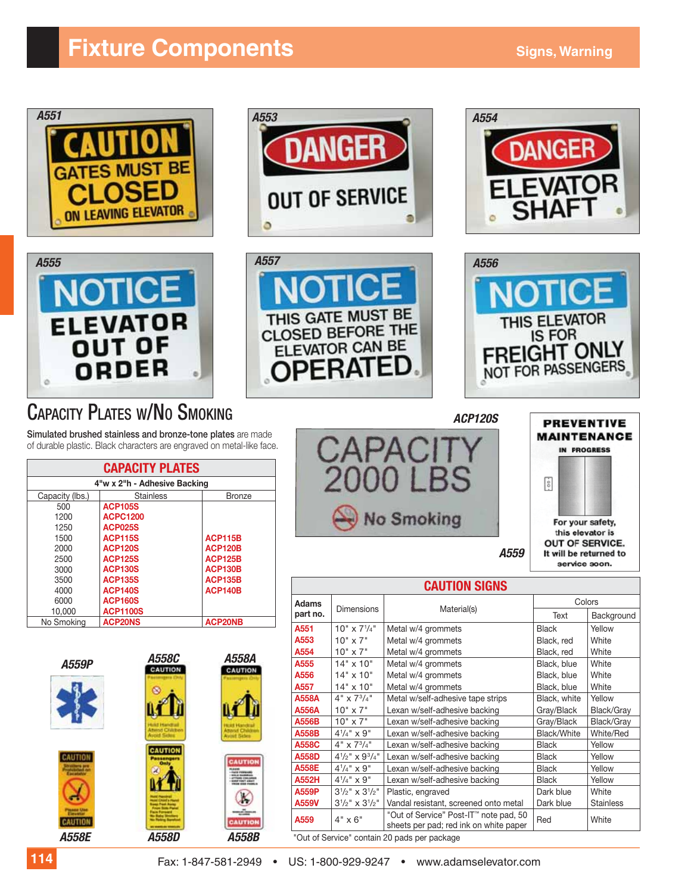# Fixture Components

Signs, Warning

A551

A553

A554

A555

A557

A556

## Capacity Plates w/No Smoking

**Simulated brushed stainless and bronze-tone plates** are made of durable plastic. Black characters are engraved on metal-like face.

| CAPACITY PLATES | | |
|---|---|---|
| 4"w x 2"h - Adhesive Backing | | |
| Capacity (lbs.) | Stainless | Bronze |
| 500 | ACP105S | |
| 1200 | ACPC1200 | |
| 1250 | ACP025S | |
| 1500 | ACP115S | ACP115B |
| 2000 | ACP120S | ACP120B |
| 2500 | ACP125S | ACP125B |
| 3000 | ACP130S | ACP130B |
| 3500 | ACP135S | ACP135B |
| 4000 | ACP140S | ACP140B |
| 6000 | ACP160S | |
| 10,000 | ACP1100S | |
| No Smoking | ACP20NS | ACP20NB |

ACP120S

A559

A559P

A558C

A558A

A558E

A558D

A558B

| CAUTION SIGNS | | | | |
|---|---|---|---|---|
| Adams part no. | Dimensions | Material(s) | Colors | |
| | | | Text | Background |
| A551 | 10" x 7$^1/_4$" | Metal w/4 grommets | Black | Yellow |
| A553 | 10" x 7" | Metal w/4 grommets | Black, red | White |
| A554 | 10" x 7" | Metal w/4 grommets | Black, red | White |
| A555 | 14" x 10" | Metal w/4 grommets | Black, blue | White |
| A556 | 14" x 10" | Metal w/4 grommets | Black, blue | White |
| A557 | 14" x 10" | Metal w/4 grommets | Black, blue | White |
| A558A | 4" x 7$^3/_4$" | Metal w/self-adhesive tape strips | Black, white | Yellow |
| A556A | 10" x 7" | Lexan w/self-adhesive backing | Gray/Black | Black/Gray |
| A556B | 10" x 7" | Lexan w/self-adhesive backing | Gray/Black | Black/Gray |
| A558B | 4$^1/_4$" x 9" | Lexan w/self-adhesive backing | Black/White | White/Red |
| A558C | 4" x 7$^3/_4$" | Lexan w/self-adhesive backing | Black | Yellow |
| A558D | 4$^1/_2$" x 9$^3/_4$" | Lexan w/self-adhesive backing | Black | Yellow |
| A558E | 4$^1/_4$" x 9" | Lexan w/self-adhesive backing | Black | Yellow |
| A552H | 4$^1/_4$" x 9" | Lexan w/self-adhesive backing | Black | Yellow |
| A559P | 3$^1/_2$" x 3$^1/_2$" | Plastic, engraved | Dark blue | White |
| A559V | 3$^1/_2$" x 3$^1/_2$" | Vandal resistant, screened onto metal | Dark blue | Stainless |
| A559 | 4" x 6" | "Out of Service" Post-IT™ note pad, 50 sheets per pad; red ink on white paper | Red | White |

"Out of Service" contain 20 pads per package

Fax: 1-847-581-2949 • US: 1-800-929-9247 • www.adamselevator.com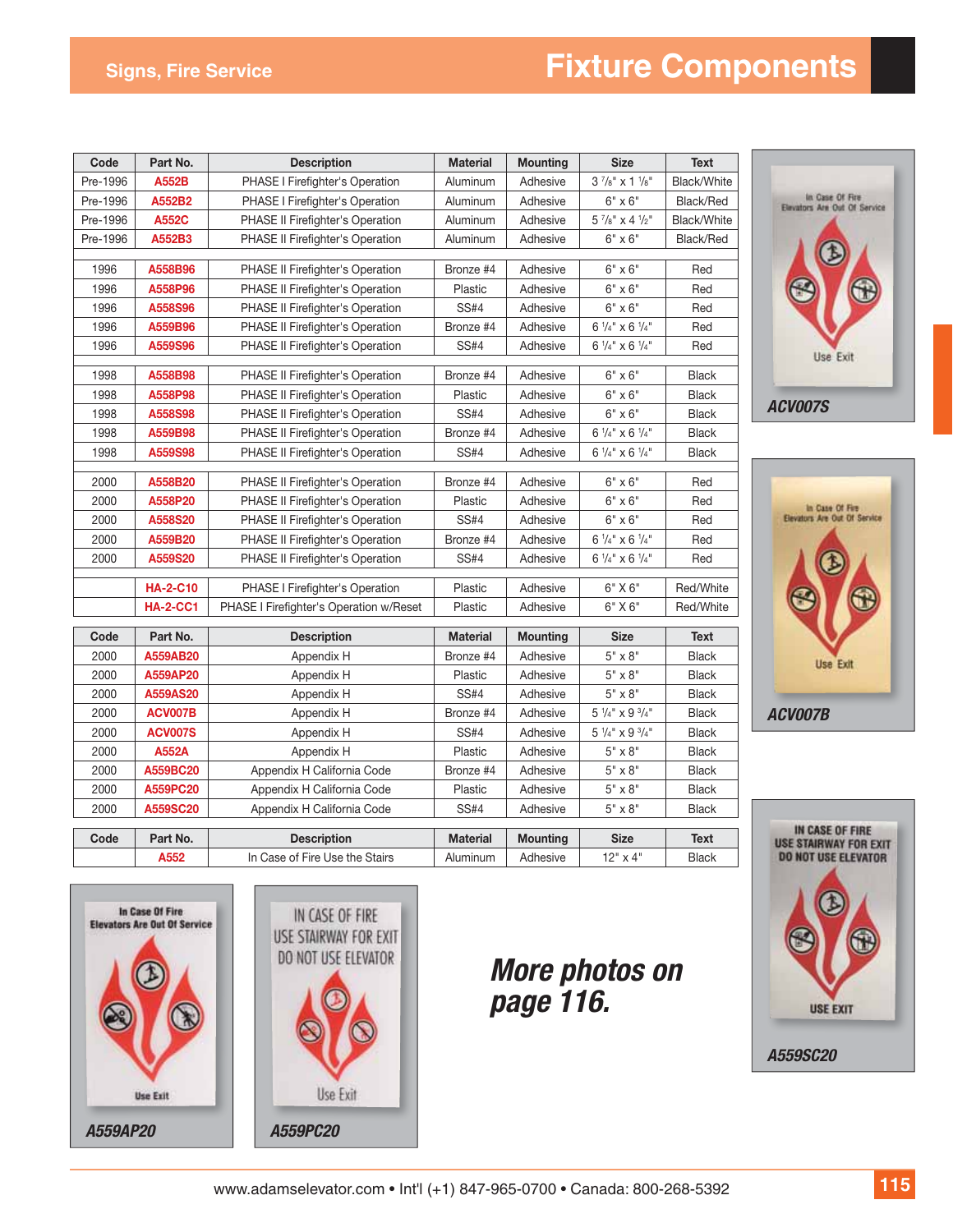# Fixture Components

## Signs, Fire Service

| Code | Part No. | Description | Material | Mounting | Size | Text |
|---|---|---|---|---|---|---|
| Pre-1996 | A552B | PHASE I Firefighter's Operation | Aluminum | Adhesive | 3 7/8" x 1 1/8" | Black/White |
| Pre-1996 | A552B2 | PHASE I Firefighter's Operation | Aluminum | Adhesive | 6" x 6" | Black/Red |
| Pre-1996 | A552C | PHASE II Firefighter's Operation | Aluminum | Adhesive | 5 7/8" x 4 1/2" | Black/White |
| Pre-1996 | A552B3 | PHASE II Firefighter's Operation | Aluminum | Adhesive | 6" x 6" | Black/Red |
| 1996 | A558B96 | PHASE II Firefighter's Operation | Bronze #4 | Adhesive | 6" x 6" | Red |
| 1996 | A558P96 | PHASE II Firefighter's Operation | Plastic | Adhesive | 6" x 6" | Red |
| 1996 | A558S96 | PHASE II Firefighter's Operation | SS#4 | Adhesive | 6" x 6" | Red |
| 1996 | A559B96 | PHASE II Firefighter's Operation | Bronze #4 | Adhesive | 6 1/4" x 6 1/4" | Red |
| 1996 | A559S96 | PHASE II Firefighter's Operation | SS#4 | Adhesive | 6 1/4" x 6 1/4" | Red |
| 1998 | A558B98 | PHASE II Firefighter's Operation | Bronze #4 | Adhesive | 6" x 6" | Black |
| 1998 | A558P98 | PHASE II Firefighter's Operation | Plastic | Adhesive | 6" x 6" | Black |
| 1998 | A558S98 | PHASE II Firefighter's Operation | SS#4 | Adhesive | 6" x 6" | Black |
| 1998 | A559B98 | PHASE II Firefighter's Operation | Bronze #4 | Adhesive | 6 1/4" x 6 1/4" | Black |
| 1998 | A559S98 | PHASE II Firefighter's Operation | SS#4 | Adhesive | 6 1/4" x 6 1/4" | Black |
| 2000 | A558B20 | PHASE II Firefighter's Operation | Bronze #4 | Adhesive | 6" x 6" | Red |
| 2000 | A558P20 | PHASE II Firefighter's Operation | Plastic | Adhesive | 6" x 6" | Red |
| 2000 | A558S20 | PHASE II Firefighter's Operation | SS#4 | Adhesive | 6" x 6" | Red |
| 2000 | A559B20 | PHASE II Firefighter's Operation | Bronze #4 | Adhesive | 6 1/4" x 6 1/4" | Red |
| 2000 | A559S20 | PHASE II Firefighter's Operation | SS#4 | Adhesive | 6 1/4" x 6 1/4" | Red |
| | HA-2-C10 | PHASE I Firefighter's Operation | Plastic | Adhesive | 6" X 6" | Red/White |
| | HA-2-CC1 | PHASE I Firefighter's Operation w/Reset | Plastic | Adhesive | 6" X 6" | Red/White |

| Code | Part No. | Description | Material | Mounting | Size | Text |
|---|---|---|---|---|---|---|
| 2000 | A559AB20 | Appendix H | Bronze #4 | Adhesive | 5" x 8" | Black |
| 2000 | A559AP20 | Appendix H | Plastic | Adhesive | 5" x 8" | Black |
| 2000 | A559AS20 | Appendix H | SS#4 | Adhesive | 5" x 8" | Black |
| 2000 | ACV007B | Appendix H | Bronze #4 | Adhesive | 5 1/4" x 9 3/4" | Black |
| 2000 | ACV007S | Appendix H | SS#4 | Adhesive | 5 1/4" x 9 3/4" | Black |
| 2000 | A552A | Appendix H | Plastic | Adhesive | 5" x 8" | Black |
| 2000 | A559BC20 | Appendix H California Code | Bronze #4 | Adhesive | 5" x 8" | Black |
| 2000 | A559PC20 | Appendix H California Code | Plastic | Adhesive | 5" x 8" | Black |
| 2000 | A559SC20 | Appendix H California Code | SS#4 | Adhesive | 5" x 8" | Black |

| Code | Part No. | Description | Material | Mounting | Size | Text |
|---|---|---|---|---|---|---|
| | A552 | In Case of Fire Use the Stairs | Aluminum | Adhesive | 12" x 4" | Black |

ACV007S

ACV007B

A559SC20

A559AP20

A559PC20

***More photos on page 116.***

www.adamselevator.com • Int'l (+1) 847-965-0700 • Canada: 800-268-5392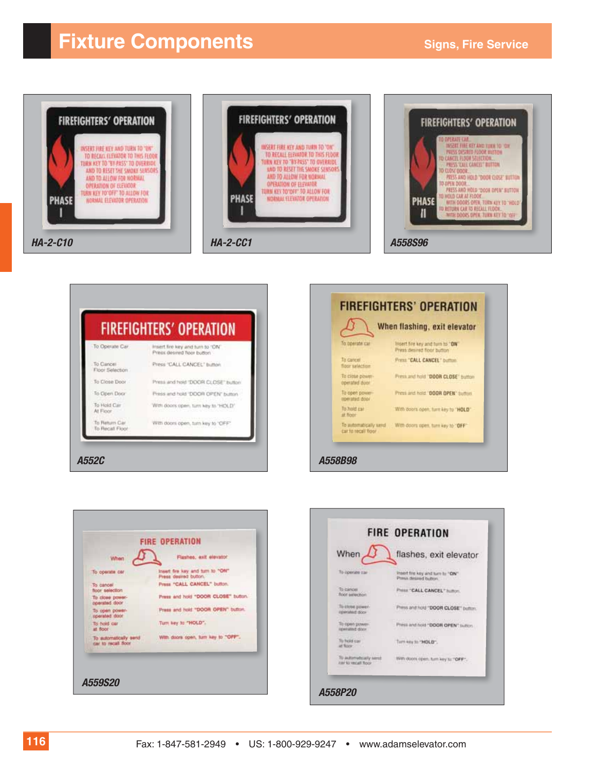# Fixture Components

Signs, Fire Service

FIREFIGHTERS' OPERATION

INSERT FIRE KEY AND TURN TO "ON" TO RECALL ELEVATOR TO THIS FLOOR TURN KEY TO "BY-PASS" TO OVERRIDE AND TO RESET THE SMOKE SENSORS AND TO ALLOW FOR NORMAL OPERATION OF ELEVATOR TURN KEY TO "OFF" TO ALLOW FOR NORMAL ELEVATOR OPERATION

PHASE I

**HA-2-C10**

FIREFIGHTERS' OPERATION

INSERT FIRE KEY AND TURN TO "ON" TO RECALL ELEVATOR TO THIS FLOOR TURN KEY TO "BY-PASS" TO OVERRIDE AND TO RESET THE SMOKE SENSORS AND TO ALLOW FOR NORMAL OPERATION OF ELEVATOR TURN KEY TO "OFF" TO ALLOW FOR NORMAL ELEVATOR OPERATION

PHASE I

**HA-2-CC1**

FIREFIGHTERS' OPERATION

TO OPERATE CAR: INSERT FIRE KEY AND TURN TO "ON" PRESS DESIRED FLOOR BUTTON
TO CANCEL FLOOR SELECTION: PRESS "CALL CANCEL" BUTTON
TO CLOSE DOOR: PRESS AND HOLD "DOOR CLOSE" BUTTON
TO OPEN DOOR: PRESS AND HOLD "DOOR OPEN" BUTTON
TO HOLD CAR AT FLOOR: WITH DOORS OPEN, TURN KEY TO "HOLD"
TO RETURN CAR TO RECALL FLOOR: WITH DOORS OPEN, TURN KEY TO "OFF"

PHASE II

**A558S96**

FIREFIGHTERS' OPERATION

| | |
|---|---|
| To Operate Car | Insert fire key and turn to "ON" Press desired floor button |
| To Cancel Floor Selection | Press "CALL CANCEL" button |
| To Close Door | Press and hold "DOOR CLOSE" button |
| To Open Door | Press and hold "DOOR OPEN" button |
| To Hold Car At Floor | With doors open, turn key to "HOLD" |
| To Return Car To Recall Floor | With doors open, turn key to "OFF" |

**A552C**

FIREFIGHTERS' OPERATION

When flashing, exit elevator

| | |
|---|---|
| To operate car | Insert fire key and turn to "ON" Press desired floor button |
| To cancel floor selection | Press "CALL CANCEL" button |
| To close power-operated door | Press and hold "DOOR CLOSE" button |
| To open power-operated door | Press and hold "DOOR OPEN" button |
| To hold car at floor | With doors open, turn key to "HOLD" |
| To automatically send car to recall floor | With doors open, turn key to "OFF" |

**A558B98**

FIRE OPERATION

When flashes, exit elevator

| | |
|---|---|
| To operate car | Insert fire key and turn to "ON" Press desired button. |
| To cancel floor selection | Press "CALL CANCEL" button. |
| To close power-operated door | Press and hold "DOOR CLOSE" button. |
| To open power-operated door | Press and hold "DOOR OPEN" button. |
| To hold car at floor | Turn key to "HOLD". |
| To automatically send car to recall floor | With doors open, turn key to "OFF". |

**A559S20**

FIRE OPERATION

When flashes, exit elevator

| | |
|---|---|
| To operate car | Insert fire key and turn to "ON" Press desired button. |
| To cancel floor selection | Press "CALL CANCEL" button. |
| To close power-operated door | Press and hold "DOOR CLOSE" button. |
| To open power-operated door | Press and hold "DOOR OPEN" button. |
| To hold car at floor | Turn key to "HOLD". |
| To automatically send car to recall floor | With doors open, turn key to "OFF". |

**A558P20**

Fax: 1-847-581-2949 • US: 1-800-929-9247 • www.adamselevator.com